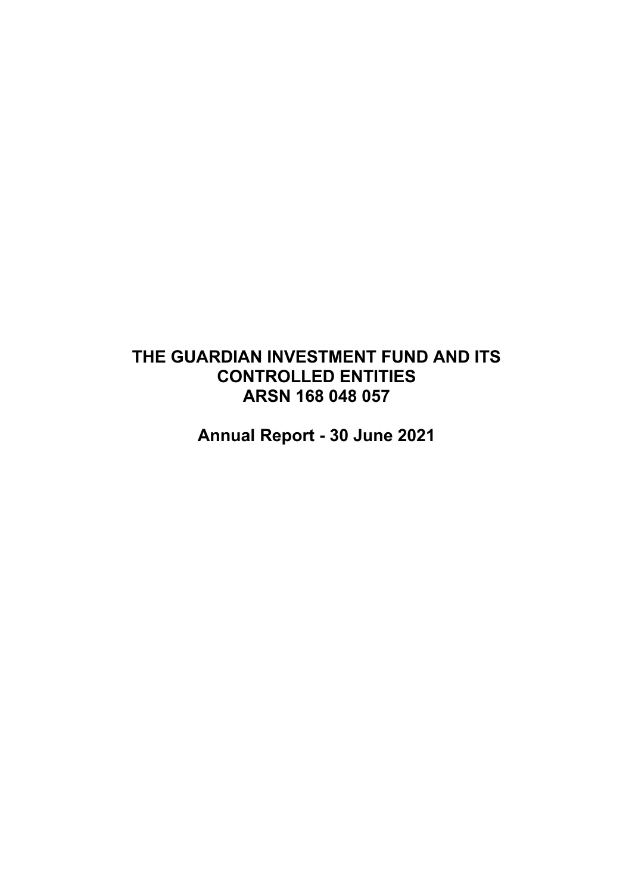# THE GUARDIAN INVESTMENT FUND AND ITS CONTROLLED ENTITIES
# ARSN 168 048 057

## Annual Report - 30 June 2021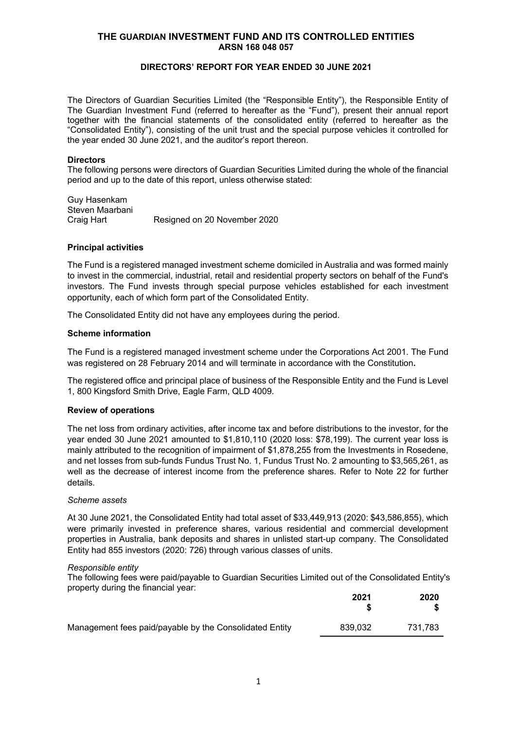# THE GUARDIAN INVESTMENT FUND AND ITS CONTROLLED ENTITIES
## ARSN 168 048 057

### DIRECTORS' REPORT FOR YEAR ENDED 30 JUNE 2021

The Directors of Guardian Securities Limited (the "Responsible Entity"), the Responsible Entity of The Guardian Investment Fund (referred to hereafter as the "Fund"), present their annual report together with the financial statements of the consolidated entity (referred to hereafter as the "Consolidated Entity"), consisting of the unit trust and the special purpose vehicles it controlled for the year ended 30 June 2021, and the auditor's report thereon.

**Directors**

The following persons were directors of Guardian Securities Limited during the whole of the financial period and up to the date of this report, unless otherwise stated:

| | |
|---|---|
| Guy Hasenkam | |
| Steven Maarbani | |
| Craig Hart | Resigned on 20 November 2020 |

**Principal activities**

The Fund is a registered managed investment scheme domiciled in Australia and was formed mainly to invest in the commercial, industrial, retail and residential property sectors on behalf of the Fund's investors. The Fund invests through special purpose vehicles established for each investment opportunity, each of which form part of the Consolidated Entity.

The Consolidated Entity did not have any employees during the period.

**Scheme information**

The Fund is a registered managed investment scheme under the Corporations Act 2001. The Fund was registered on 28 February 2014 and will terminate in accordance with the Constitution**.**

The registered office and principal place of business of the Responsible Entity and the Fund is Level 1, 800 Kingsford Smith Drive, Eagle Farm, QLD 4009.

**Review of operations**

The net loss from ordinary activities, after income tax and before distributions to the investor, for the year ended 30 June 2021 amounted to $1,810,110 (2020 loss: $78,199). The current year loss is mainly attributed to the recognition of impairment of $1,878,255 from the Investments in Rosedene, and net losses from sub-funds Fundus Trust No. 1, Fundus Trust No. 2 amounting to $3,565,261, as well as the decrease of interest income from the preference shares. Refer to Note 22 for further details.

*Scheme assets*

At 30 June 2021, the Consolidated Entity had total asset of $33,449,913 (2020: $43,586,855), which were primarily invested in preference shares, various residential and commercial development properties in Australia, bank deposits and shares in unlisted start-up company. The Consolidated Entity had 855 investors (2020: 726) through various classes of units.

*Responsible entity*

The following fees were paid/payable to Guardian Securities Limited out of the Consolidated Entity's property during the financial year:

| | 2021 $ | 2020 $ |
|---|---|---|
| Management fees paid/payable by the Consolidated Entity | 839,032 | 731,783 |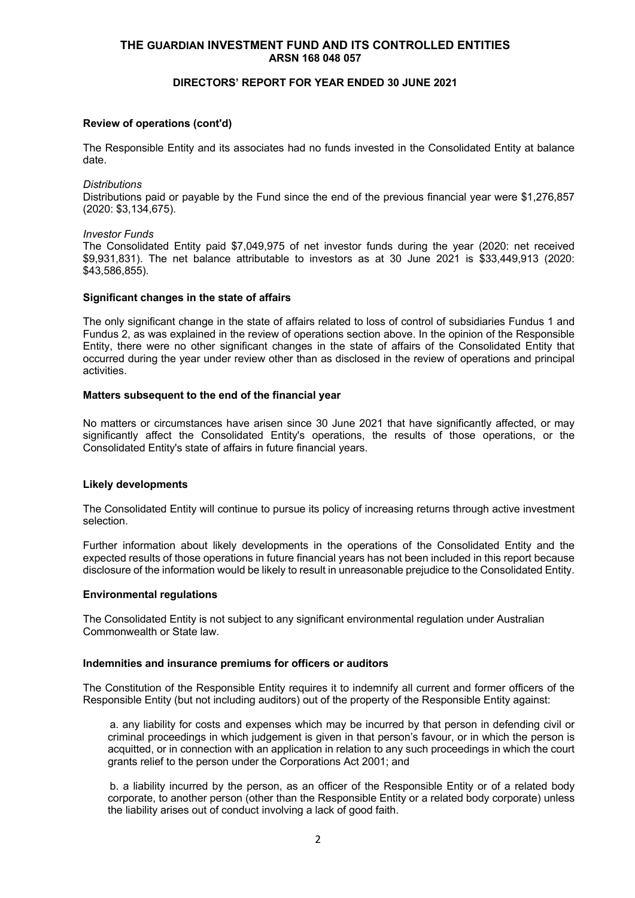### Review of operations (cont'd)

The Responsible Entity and its associates had no funds invested in the Consolidated Entity at balance date.

*Distributions*

Distributions paid or payable by the Fund since the end of the previous financial year were $1,276,857 (2020: $3,134,675).

*Investor Funds*

The Consolidated Entity paid $7,049,975 of net investor funds during the year (2020: net received $9,931,831). The net balance attributable to investors as at 30 June 2021 is $33,449,913 (2020: $43,586,855).

### Significant changes in the state of affairs

The only significant change in the state of affairs related to loss of control of subsidiaries Fundus 1 and Fundus 2, as was explained in the review of operations section above. In the opinion of the Responsible Entity, there were no other significant changes in the state of affairs of the Consolidated Entity that occurred during the year under review other than as disclosed in the review of operations and principal activities.

### Matters subsequent to the end of the financial year

No matters or circumstances have arisen since 30 June 2021 that have significantly affected, or may significantly affect the Consolidated Entity's operations, the results of those operations, or the Consolidated Entity's state of affairs in future financial years.

### Likely developments

The Consolidated Entity will continue to pursue its policy of increasing returns through active investment selection.

Further information about likely developments in the operations of the Consolidated Entity and the expected results of those operations in future financial years has not been included in this report because disclosure of the information would be likely to result in unreasonable prejudice to the Consolidated Entity.

### Environmental regulations

The Consolidated Entity is not subject to any significant environmental regulation under Australian Commonwealth or State law.

### Indemnities and insurance premiums for officers or auditors

The Constitution of the Responsible Entity requires it to indemnify all current and former officers of the Responsible Entity (but not including auditors) out of the property of the Responsible Entity against:

a. any liability for costs and expenses which may be incurred by that person in defending civil or criminal proceedings in which judgement is given in that person's favour, or in which the person is acquitted, or in connection with an application in relation to any such proceedings in which the court grants relief to the person under the Corporations Act 2001; and

b. a liability incurred by the person, as an officer of the Responsible Entity or of a related body corporate, to another person (other than the Responsible Entity or a related body corporate) unless the liability arises out of conduct involving a lack of good faith.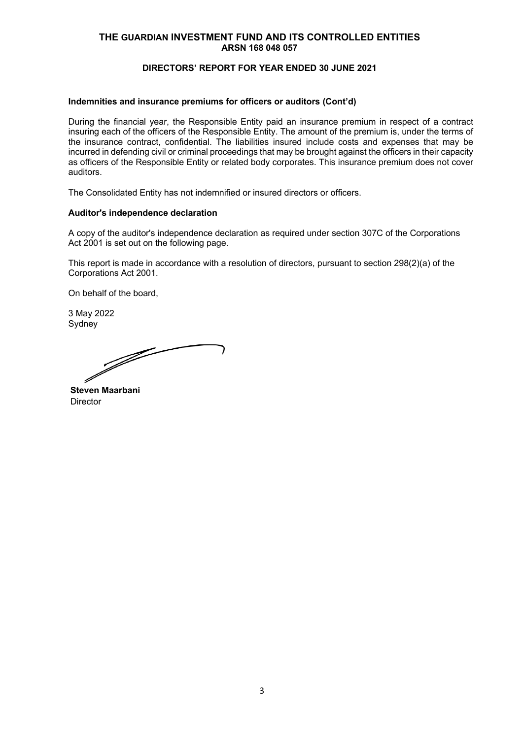**THE GUARDIAN INVESTMENT FUND AND ITS CONTROLLED ENTITIES**
**ARSN 168 048 057**

**DIRECTORS' REPORT FOR YEAR ENDED 30 JUNE 2021**

**Indemnities and insurance premiums for officers or auditors (Cont'd)**

During the financial year, the Responsible Entity paid an insurance premium in respect of a contract insuring each of the officers of the Responsible Entity. The amount of the premium is, under the terms of the insurance contract, confidential. The liabilities insured include costs and expenses that may be incurred in defending civil or criminal proceedings that may be brought against the officers in their capacity as officers of the Responsible Entity or related body corporates. This insurance premium does not cover auditors.

The Consolidated Entity has not indemnified or insured directors or officers.

**Auditor's independence declaration**

A copy of the auditor's independence declaration as required under section 307C of the Corporations Act 2001 is set out on the following page.

This report is made in accordance with a resolution of directors, pursuant to section 298(2)(a) of the Corporations Act 2001.

On behalf of the board,

3 May 2022
Sydney

**Steven Maarbani**
Director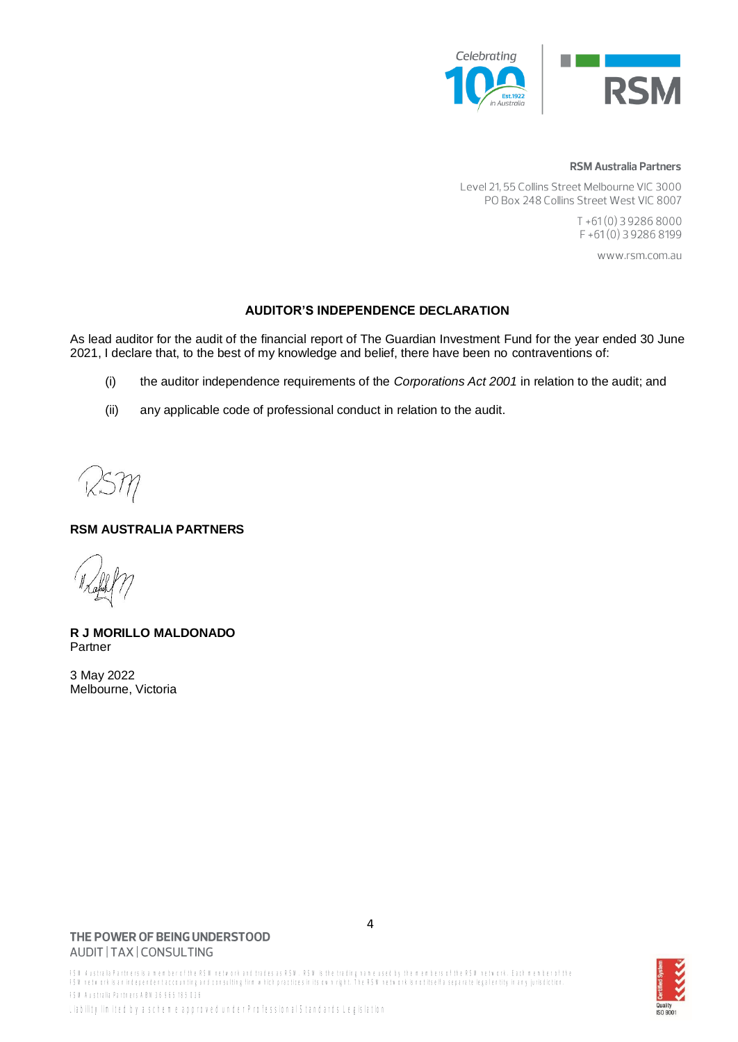**RSM Australia Partners**

Level 21, 55 Collins Street Melbourne VIC 3000
PO Box 248 Collins Street West VIC 8007

T +61 (0) 3 9286 8000
F +61 (0) 3 9286 8199

www.rsm.com.au

## AUDITOR'S INDEPENDENCE DECLARATION

As lead auditor for the audit of the financial report of The Guardian Investment Fund for the year ended 30 June 2021, I declare that, to the best of my knowledge and belief, there have been no contraventions of:

(i) the auditor independence requirements of the *Corporations Act 2001* in relation to the audit; and

(ii) any applicable code of professional conduct in relation to the audit.

**RSM AUSTRALIA PARTNERS**

**R J MORILLO MALDONADO**
Partner

3 May 2022
Melbourne, Victoria

**THE POWER OF BEING UNDERSTOOD**
AUDIT | TAX | CONSULTING

RSM Australia Partners is a member of the RSM network and trades as RSM. RSM is the trading name used by the members of the RSM network. Each member of the RSM network is an independent accounting and consulting firm which practices in its own right. The RSM network is not itself a separate legal entity in any jurisdiction.

RSM Australia Partners ABN 36 965 185 036

Liability limited by a scheme approved under Professional Standards Legislation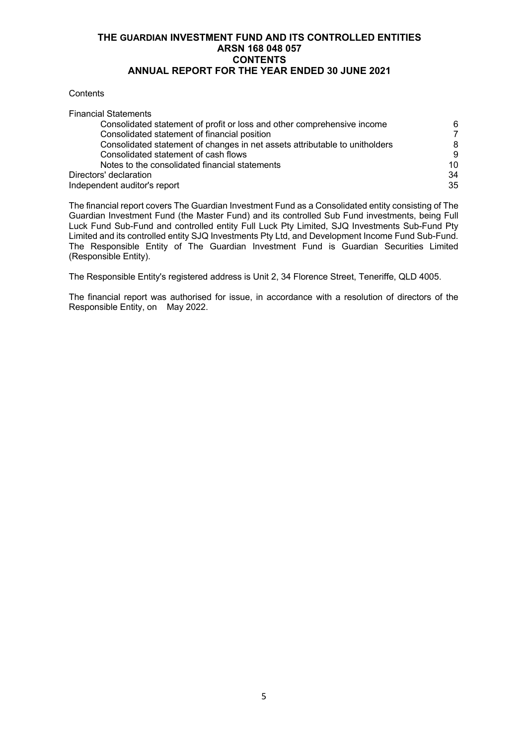# THE GUARDIAN INVESTMENT FUND AND ITS CONTROLLED ENTITIES
## ARSN 168 048 057
## CONTENTS
## ANNUAL REPORT FOR THE YEAR ENDED 30 JUNE 2021

Contents

| | |
|---|---|
| Financial Statements | |
| Consolidated statement of profit or loss and other comprehensive income | 6 |
| Consolidated statement of financial position | 7 |
| Consolidated statement of changes in net assets attributable to unitholders | 8 |
| Consolidated statement of cash flows | 9 |
| Notes to the consolidated financial statements | 10 |
| Directors' declaration | 34 |
| Independent auditor's report | 35 |

The financial report covers The Guardian Investment Fund as a Consolidated entity consisting of The Guardian Investment Fund (the Master Fund) and its controlled Sub Fund investments, being Full Luck Fund Sub-Fund and controlled entity Full Luck Pty Limited, SJQ Investments Sub-Fund Pty Limited and its controlled entity SJQ Investments Pty Ltd, and Development Income Fund Sub-Fund. The Responsible Entity of The Guardian Investment Fund is Guardian Securities Limited (Responsible Entity).

The Responsible Entity's registered address is Unit 2, 34 Florence Street, Teneriffe, QLD 4005.

The financial report was authorised for issue, in accordance with a resolution of directors of the Responsible Entity, on May 2022.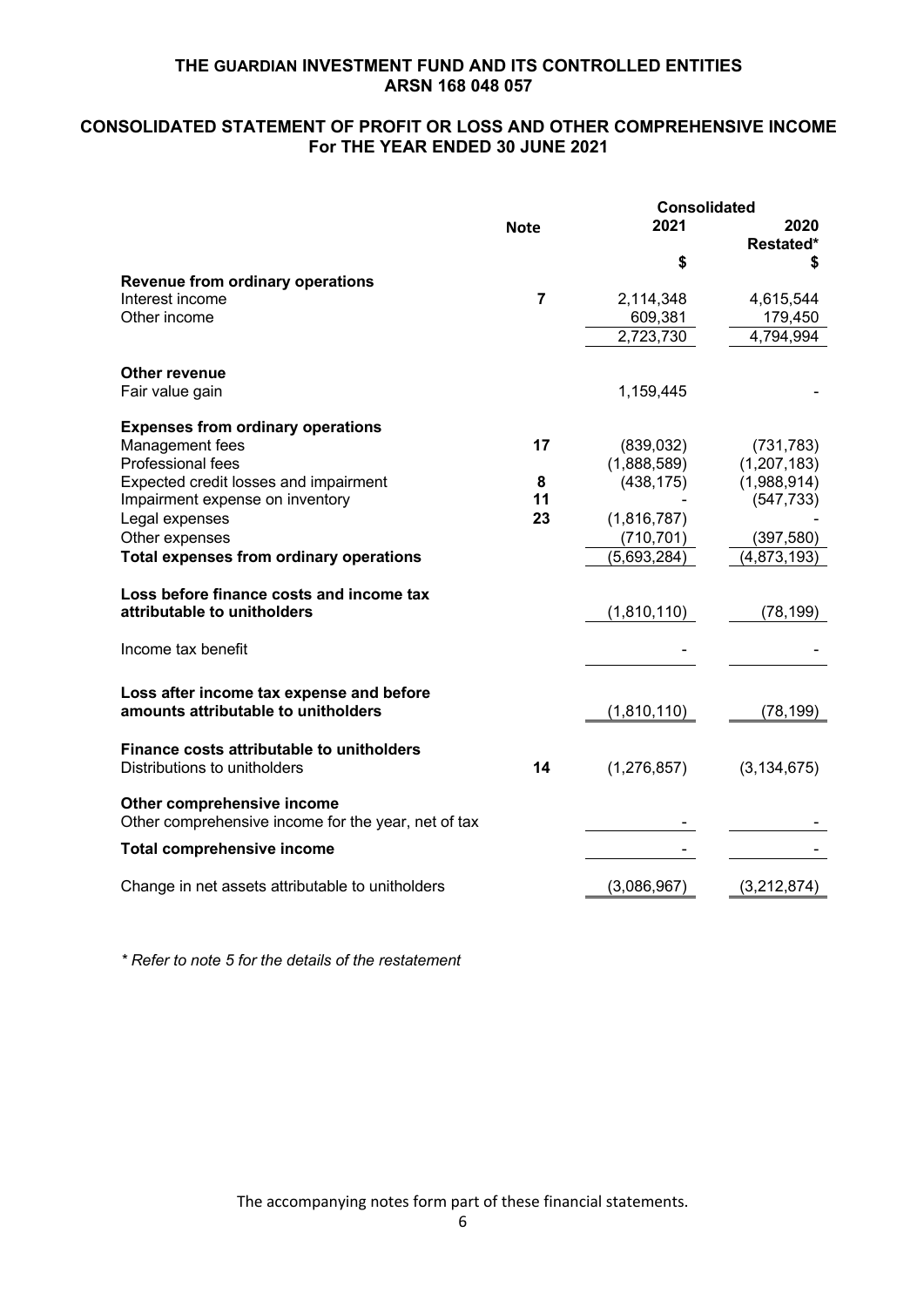# THE GUARDIAN INVESTMENT FUND AND ITS CONTROLLED ENTITIES
## ARSN 168 048 057

## CONSOLIDATED STATEMENT OF PROFIT OR LOSS AND OTHER COMPREHENSIVE INCOME
## For THE YEAR ENDED 30 JUNE 2021

| | Note | Consolidated 2021 | 2020 Restated* |
|---|---|---|---|
| | | $ | $ |
| **Revenue from ordinary operations** | | | |
| Interest income | 7 | 2,114,348 | 4,615,544 |
| Other income | | 609,381 | 179,450 |
| | | 2,723,730 | 4,794,994 |
| **Other revenue** | | | |
| Fair value gain | | 1,159,445 | - |
| **Expenses from ordinary operations** | | | |
| Management fees | 17 | (839,032) | (731,783) |
| Professional fees | | (1,888,589) | (1,207,183) |
| Expected credit losses and impairment | 8 | (438,175) | (1,988,914) |
| Impairment expense on inventory | 11 | - | (547,733) |
| Legal expenses | 23 | (1,816,787) | - |
| Other expenses | | (710,701) | (397,580) |
| **Total expenses from ordinary operations** | | (5,693,284) | (4,873,193) |
| **Loss before finance costs and income tax attributable to unitholders** | | (1,810,110) | (78,199) |
| Income tax benefit | | - | - |
| **Loss after income tax expense and before amounts attributable to unitholders** | | (1,810,110) | (78,199) |
| **Finance costs attributable to unitholders** | | | |
| Distributions to unitholders | 14 | (1,276,857) | (3,134,675) |
| **Other comprehensive income** | | | |
| Other comprehensive income for the year, net of tax | | - | - |
| **Total comprehensive income** | | - | - |
| Change in net assets attributable to unitholders | | (3,086,967) | (3,212,874) |

*\* Refer to note 5 for the details of the restatement*

The accompanying notes form part of these financial statements.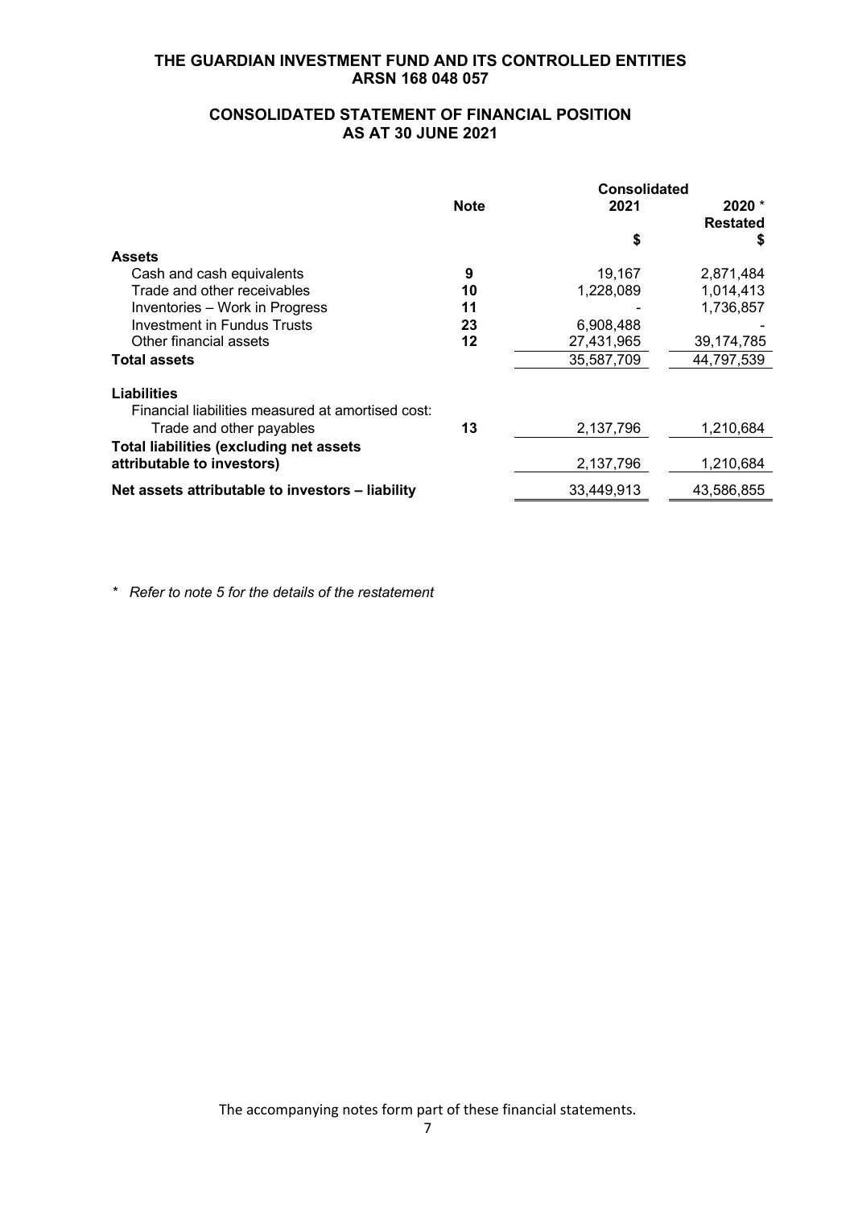# THE GUARDIAN INVESTMENT FUND AND ITS CONTROLLED ENTITIES
## ARSN 168 048 057

## CONSOLIDATED STATEMENT OF FINANCIAL POSITION AS AT 30 JUNE 2021

| | Note | Consolidated 2021 | 2020 * Restated |
|---|---|---|---|
| | | $ | $ |
| **Assets** | | | |
| Cash and cash equivalents | 9 | 19,167 | 2,871,484 |
| Trade and other receivables | 10 | 1,228,089 | 1,014,413 |
| Inventories – Work in Progress | 11 | - | 1,736,857 |
| Investment in Fundus Trusts | 23 | 6,908,488 | - |
| Other financial assets | 12 | 27,431,965 | 39,174,785 |
| **Total assets** | | 35,587,709 | 44,797,539 |
| **Liabilities** | | | |
| Financial liabilities measured at amortised cost: | | | |
| Trade and other payables | 13 | 2,137,796 | 1,210,684 |
| **Total liabilities (excluding net assets attributable to investors)** | | 2,137,796 | 1,210,684 |
| **Net assets attributable to investors – liability** | | 33,449,913 | 43,586,855 |

*\* Refer to note 5 for the details of the restatement*

The accompanying notes form part of these financial statements.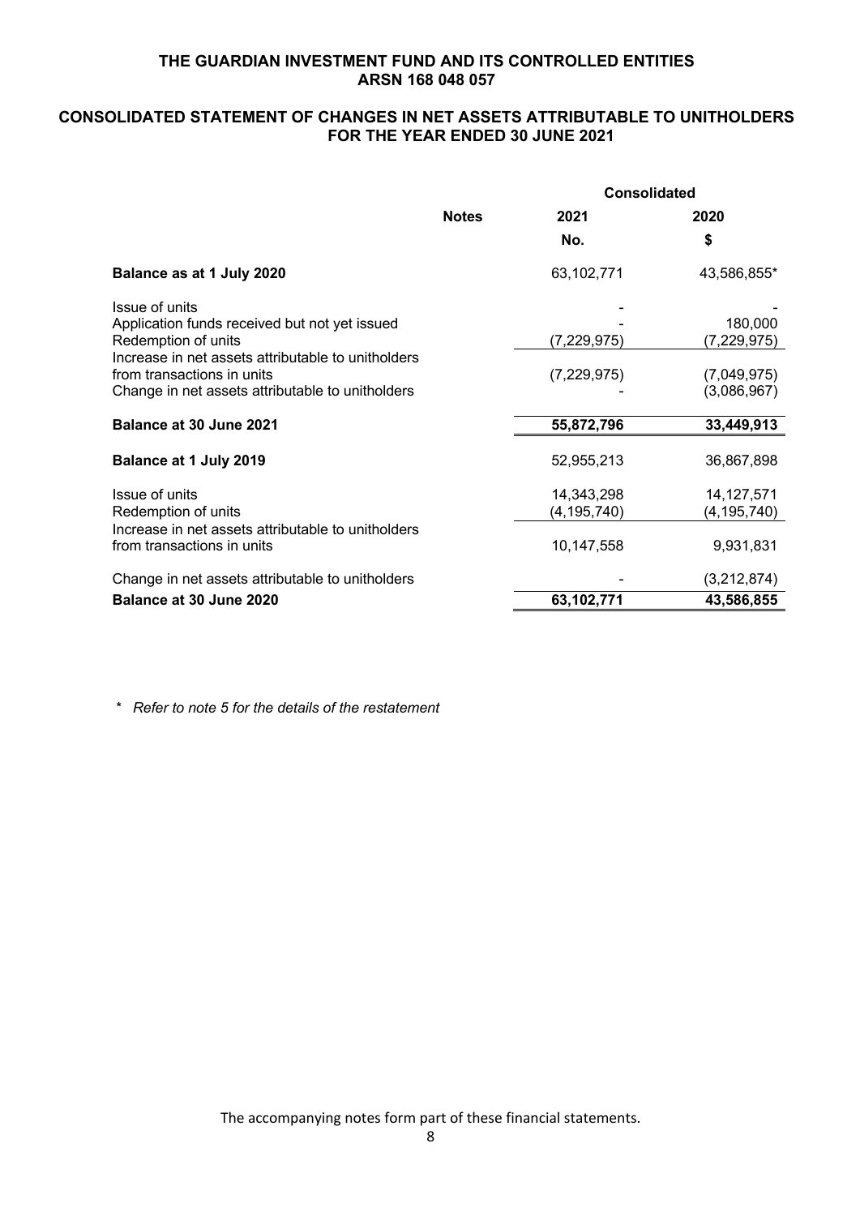## THE GUARDIAN INVESTMENT FUND AND ITS CONTROLLED ENTITIES
## ARSN 168 048 057

## CONSOLIDATED STATEMENT OF CHANGES IN NET ASSETS ATTRIBUTABLE TO UNITHOLDERS FOR THE YEAR ENDED 30 JUNE 2021

| | | Consolidated | |
|---|---|---|---|
| | **Notes** | **2021** | **2020** |
| | | **No.** | **$** |
| **Balance as at 1 July 2020** | | 63,102,771 | 43,586,855* |
| Issue of units | | - | - |
| Application funds received but not yet issued | | - | 180,000 |
| Redemption of units | | (7,229,975) | (7,229,975) |
| Increase in net assets attributable to unitholders from transactions in units | | (7,229,975) | (7,049,975) |
| Change in net assets attributable to unitholders | | - | (3,086,967) |
| **Balance at 30 June 2021** | | **55,872,796** | **33,449,913** |
| **Balance at 1 July 2019** | | 52,955,213 | 36,867,898 |
| Issue of units | | 14,343,298 | 14,127,571 |
| Redemption of units | | (4,195,740) | (4,195,740) |
| Increase in net assets attributable to unitholders from transactions in units | | 10,147,558 | 9,931,831 |
| Change in net assets attributable to unitholders | | - | (3,212,874) |
| **Balance at 30 June 2020** | | **63,102,771** | **43,586,855** |

*\* Refer to note 5 for the details of the restatement*

The accompanying notes form part of these financial statements.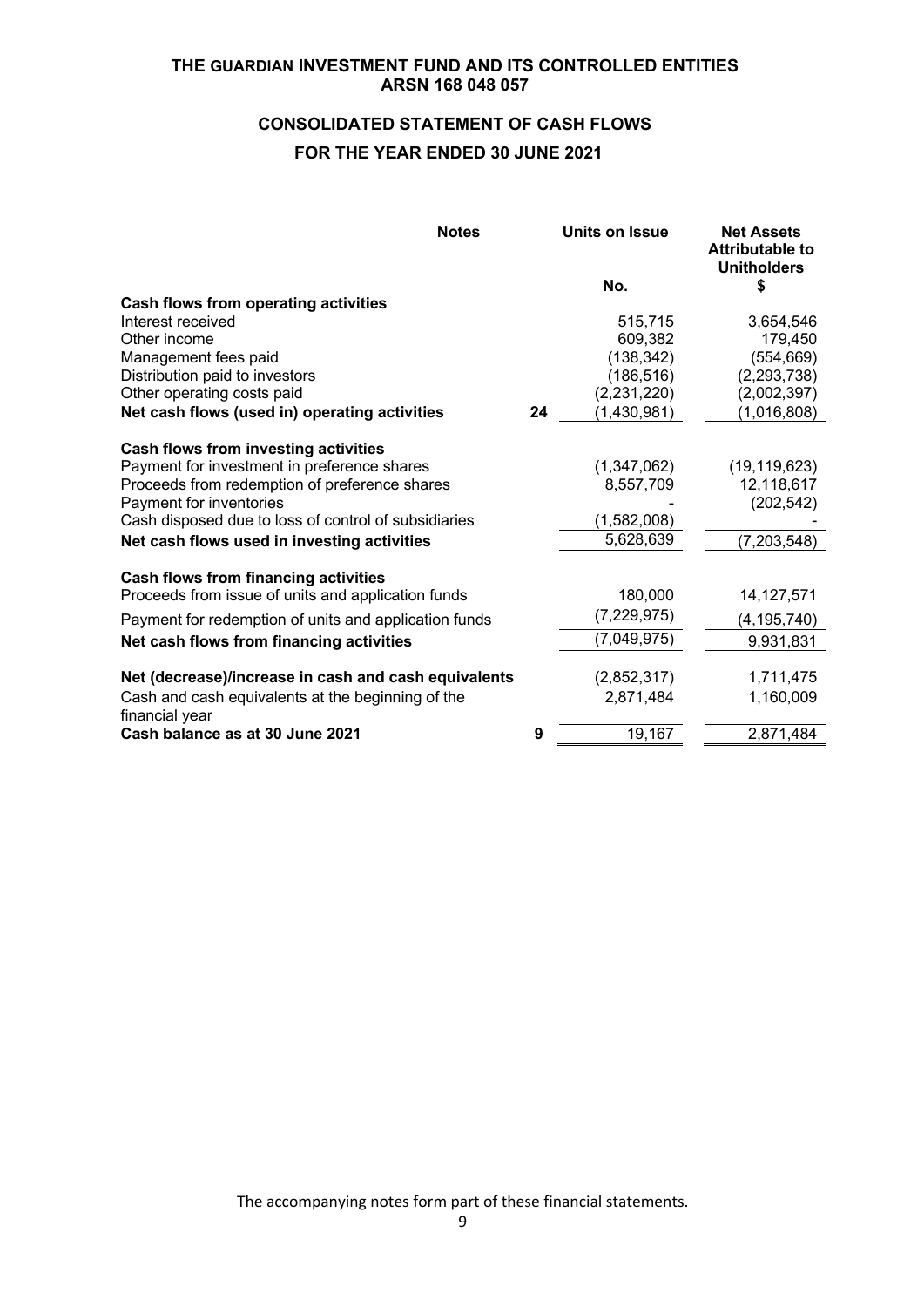**THE GUARDIAN INVESTMENT FUND AND ITS CONTROLLED ENTITIES**
**ARSN 168 048 057**

## CONSOLIDATED STATEMENT OF CASH FLOWS

## FOR THE YEAR ENDED 30 JUNE 2021

| | Notes | Units on Issue | Net Assets Attributable to Unitholders |
|---|---|---|---|
| | | No. | $ |
| **Cash flows from operating activities** | | | |
| Interest received | | 515,715 | 3,654,546 |
| Other income | | 609,382 | 179,450 |
| Management fees paid | | (138,342) | (554,669) |
| Distribution paid to investors | | (186,516) | (2,293,738) |
| Other operating costs paid | | (2,231,220) | (2,002,397) |
| **Net cash flows (used in) operating activities** | **24** | (1,430,981) | (1,016,808) |
| **Cash flows from investing activities** | | | |
| Payment for investment in preference shares | | (1,347,062) | (19,119,623) |
| Proceeds from redemption of preference shares | | 8,557,709 | 12,118,617 |
| Payment for inventories | | - | (202,542) |
| Cash disposed due to loss of control of subsidiaries | | (1,582,008) | - |
| **Net cash flows used in investing activities** | | 5,628,639 | (7,203,548) |
| **Cash flows from financing activities** | | | |
| Proceeds from issue of units and application funds | | 180,000 | 14,127,571 |
| Payment for redemption of units and application funds | | (7,229,975) | (4,195,740) |
| **Net cash flows from financing activities** | | (7,049,975) | 9,931,831 |
| **Net (decrease)/increase in cash and cash equivalents** | | (2,852,317) | 1,711,475 |
| Cash and cash equivalents at the beginning of the financial year | | 2,871,484 | 1,160,009 |
| **Cash balance as at 30 June 2021** | **9** | 19,167 | 2,871,484 |

The accompanying notes form part of these financial statements.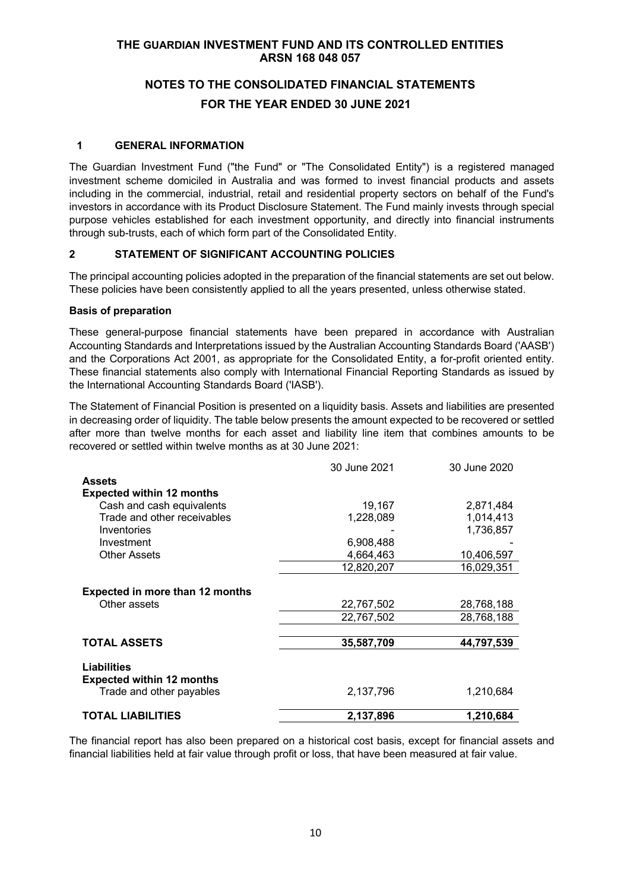# THE GUARDIAN INVESTMENT FUND AND ITS CONTROLLED ENTITIES
## ARSN 168 048 057

## NOTES TO THE CONSOLIDATED FINANCIAL STATEMENTS
## FOR THE YEAR ENDED 30 JUNE 2021

### 1 GENERAL INFORMATION

The Guardian Investment Fund ("the Fund" or "The Consolidated Entity") is a registered managed investment scheme domiciled in Australia and was formed to invest financial products and assets including in the commercial, industrial, retail and residential property sectors on behalf of the Fund's investors in accordance with its Product Disclosure Statement. The Fund mainly invests through special purpose vehicles established for each investment opportunity, and directly into financial instruments through sub-trusts, each of which form part of the Consolidated Entity.

### 2 STATEMENT OF SIGNIFICANT ACCOUNTING POLICIES

The principal accounting policies adopted in the preparation of the financial statements are set out below. These policies have been consistently applied to all the years presented, unless otherwise stated.

**Basis of preparation**

These general-purpose financial statements have been prepared in accordance with Australian Accounting Standards and Interpretations issued by the Australian Accounting Standards Board ('AASB') and the Corporations Act 2001, as appropriate for the Consolidated Entity, a for-profit oriented entity. These financial statements also comply with International Financial Reporting Standards as issued by the International Accounting Standards Board ('IASB').

The Statement of Financial Position is presented on a liquidity basis. Assets and liabilities are presented in decreasing order of liquidity. The table below presents the amount expected to be recovered or settled after more than twelve months for each asset and liability line item that combines amounts to be recovered or settled within twelve months as at 30 June 2021:

| | 30 June 2021 | 30 June 2020 |
|---|---|---|
| **Assets** | | |
| **Expected within 12 months** | | |
| Cash and cash equivalents | 19,167 | 2,871,484 |
| Trade and other receivables | 1,228,089 | 1,014,413 |
| Inventories | - | 1,736,857 |
| Investment | 6,908,488 | - |
| Other Assets | 4,664,463 | 10,406,597 |
| | 12,820,207 | 16,029,351 |
| **Expected in more than 12 months** | | |
| Other assets | 22,767,502 | 28,768,188 |
| | 22,767,502 | 28,768,188 |
| **TOTAL ASSETS** | **35,587,709** | **44,797,539** |
| **Liabilities** | | |
| **Expected within 12 months** | | |
| Trade and other payables | 2,137,796 | 1,210,684 |
| **TOTAL LIABILITIES** | **2,137,896** | **1,210,684** |

The financial report has also been prepared on a historical cost basis, except for financial assets and financial liabilities held at fair value through profit or loss, that have been measured at fair value.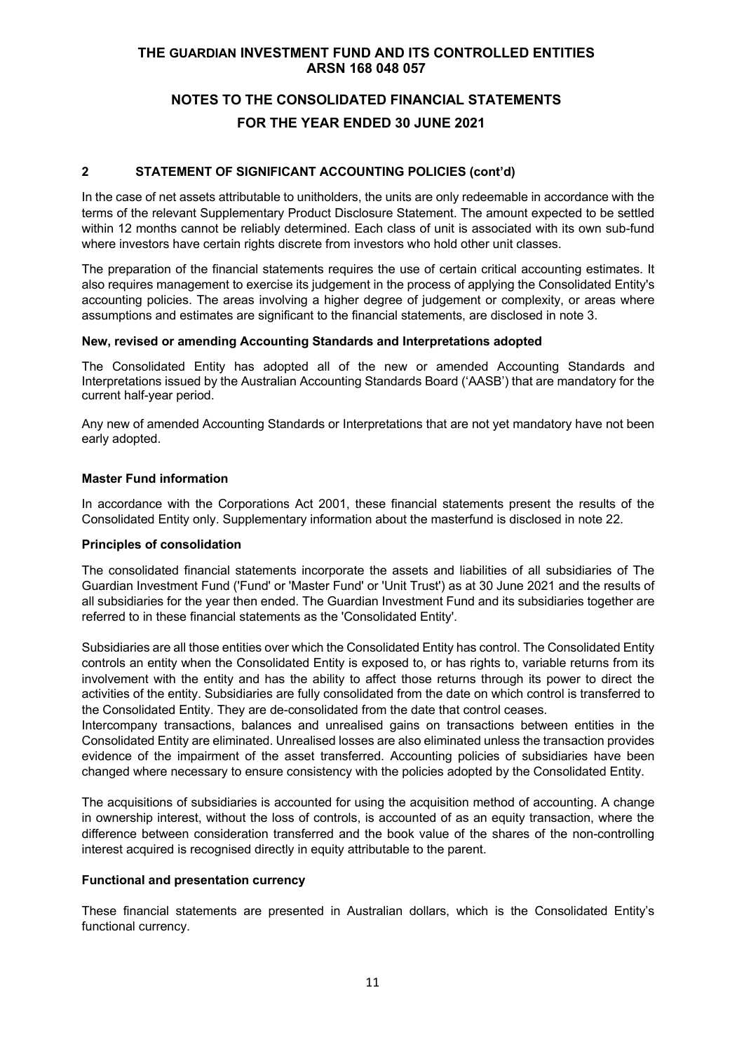# THE GUARDIAN INVESTMENT FUND AND ITS CONTROLLED ENTITIES
# ARSN 168 048 057

## NOTES TO THE CONSOLIDATED FINANCIAL STATEMENTS
## FOR THE YEAR ENDED 30 JUNE 2021

### 2 STATEMENT OF SIGNIFICANT ACCOUNTING POLICIES (cont'd)

In the case of net assets attributable to unitholders, the units are only redeemable in accordance with the terms of the relevant Supplementary Product Disclosure Statement. The amount expected to be settled within 12 months cannot be reliably determined. Each class of unit is associated with its own sub-fund where investors have certain rights discrete from investors who hold other unit classes.

The preparation of the financial statements requires the use of certain critical accounting estimates. It also requires management to exercise its judgement in the process of applying the Consolidated Entity's accounting policies. The areas involving a higher degree of judgement or complexity, or areas where assumptions and estimates are significant to the financial statements, are disclosed in note 3.

**New, revised or amending Accounting Standards and Interpretations adopted**

The Consolidated Entity has adopted all of the new or amended Accounting Standards and Interpretations issued by the Australian Accounting Standards Board ('AASB') that are mandatory for the current half-year period.

Any new of amended Accounting Standards or Interpretations that are not yet mandatory have not been early adopted.

**Master Fund information**

In accordance with the Corporations Act 2001, these financial statements present the results of the Consolidated Entity only. Supplementary information about the masterfund is disclosed in note 22.

**Principles of consolidation**

The consolidated financial statements incorporate the assets and liabilities of all subsidiaries of The Guardian Investment Fund ('Fund' or 'Master Fund' or 'Unit Trust') as at 30 June 2021 and the results of all subsidiaries for the year then ended. The Guardian Investment Fund and its subsidiaries together are referred to in these financial statements as the 'Consolidated Entity'.

Subsidiaries are all those entities over which the Consolidated Entity has control. The Consolidated Entity controls an entity when the Consolidated Entity is exposed to, or has rights to, variable returns from its involvement with the entity and has the ability to affect those returns through its power to direct the activities of the entity. Subsidiaries are fully consolidated from the date on which control is transferred to the Consolidated Entity. They are de-consolidated from the date that control ceases.
Intercompany transactions, balances and unrealised gains on transactions between entities in the Consolidated Entity are eliminated. Unrealised losses are also eliminated unless the transaction provides evidence of the impairment of the asset transferred. Accounting policies of subsidiaries have been changed where necessary to ensure consistency with the policies adopted by the Consolidated Entity.

The acquisitions of subsidiaries is accounted for using the acquisition method of accounting. A change in ownership interest, without the loss of controls, is accounted of as an equity transaction, where the difference between consideration transferred and the book value of the shares of the non-controlling interest acquired is recognised directly in equity attributable to the parent.

**Functional and presentation currency**

These financial statements are presented in Australian dollars, which is the Consolidated Entity's functional currency.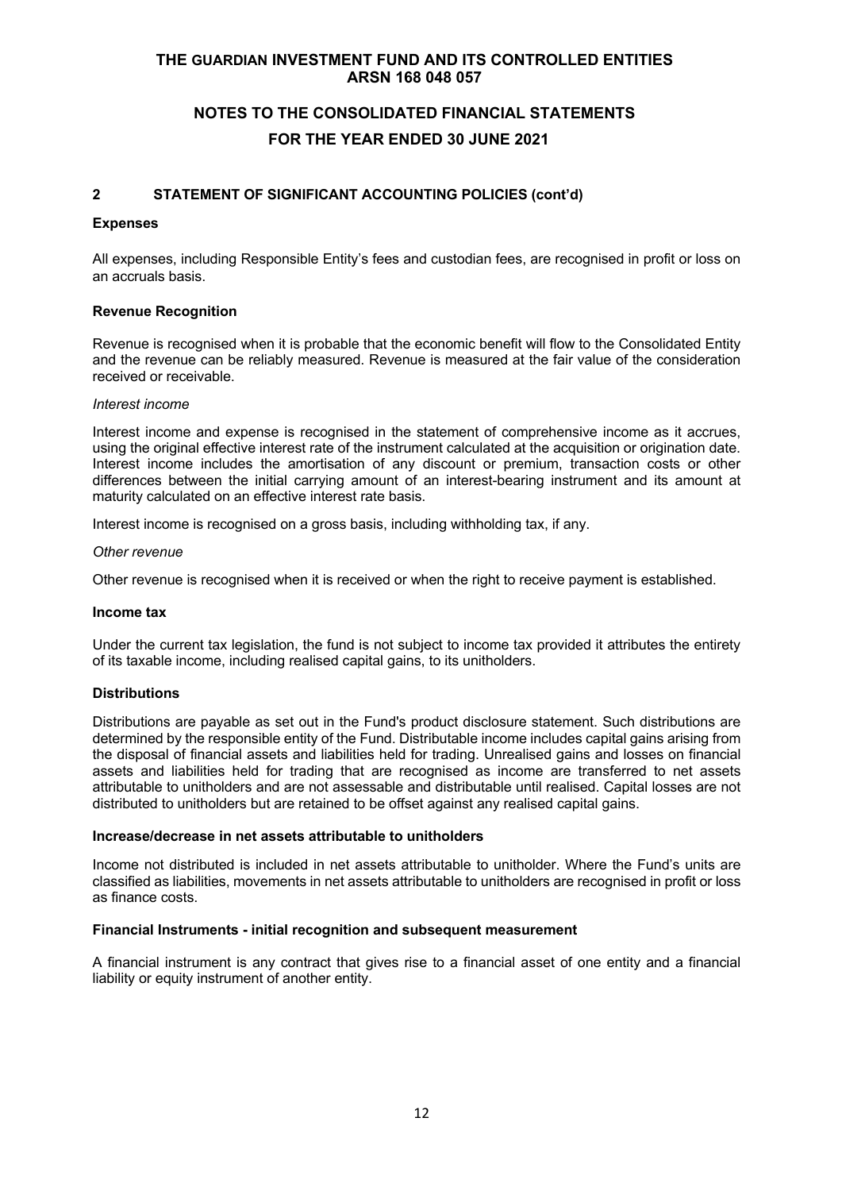## 2 STATEMENT OF SIGNIFICANT ACCOUNTING POLICIES (cont'd)

### Expenses

All expenses, including Responsible Entity's fees and custodian fees, are recognised in profit or loss on an accruals basis.

### Revenue Recognition

Revenue is recognised when it is probable that the economic benefit will flow to the Consolidated Entity and the revenue can be reliably measured. Revenue is measured at the fair value of the consideration received or receivable.

*Interest income*

Interest income and expense is recognised in the statement of comprehensive income as it accrues, using the original effective interest rate of the instrument calculated at the acquisition or origination date. Interest income includes the amortisation of any discount or premium, transaction costs or other differences between the initial carrying amount of an interest-bearing instrument and its amount at maturity calculated on an effective interest rate basis.

Interest income is recognised on a gross basis, including withholding tax, if any.

*Other revenue*

Other revenue is recognised when it is received or when the right to receive payment is established.

### Income tax

Under the current tax legislation, the fund is not subject to income tax provided it attributes the entirety of its taxable income, including realised capital gains, to its unitholders.

### Distributions

Distributions are payable as set out in the Fund's product disclosure statement. Such distributions are determined by the responsible entity of the Fund. Distributable income includes capital gains arising from the disposal of financial assets and liabilities held for trading. Unrealised gains and losses on financial assets and liabilities held for trading that are recognised as income are transferred to net assets attributable to unitholders and are not assessable and distributable until realised. Capital losses are not distributed to unitholders but are retained to be offset against any realised capital gains.

### Increase/decrease in net assets attributable to unitholders

Income not distributed is included in net assets attributable to unitholder. Where the Fund's units are classified as liabilities, movements in net assets attributable to unitholders are recognised in profit or loss as finance costs.

### Financial Instruments - initial recognition and subsequent measurement

A financial instrument is any contract that gives rise to a financial asset of one entity and a financial liability or equity instrument of another entity.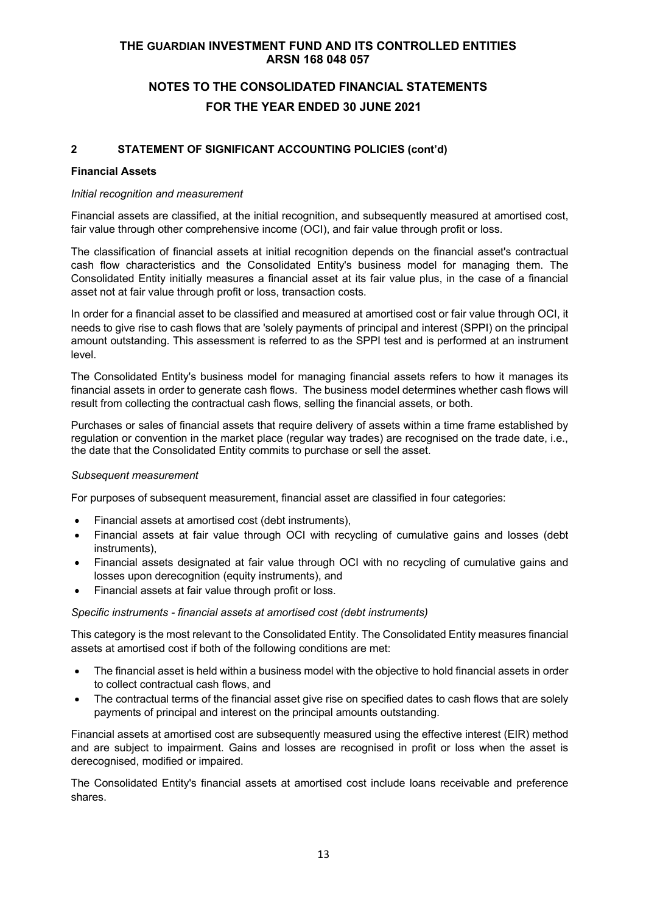# THE GUARDIAN INVESTMENT FUND AND ITS CONTROLLED ENTITIES
# ARSN 168 048 057

## NOTES TO THE CONSOLIDATED FINANCIAL STATEMENTS
## FOR THE YEAR ENDED 30 JUNE 2021

### 2 STATEMENT OF SIGNIFICANT ACCOUNTING POLICIES (cont'd)

**Financial Assets**

*Initial recognition and measurement*

Financial assets are classified, at the initial recognition, and subsequently measured at amortised cost, fair value through other comprehensive income (OCI), and fair value through profit or loss.

The classification of financial assets at initial recognition depends on the financial asset's contractual cash flow characteristics and the Consolidated Entity's business model for managing them. The Consolidated Entity initially measures a financial asset at its fair value plus, in the case of a financial asset not at fair value through profit or loss, transaction costs.

In order for a financial asset to be classified and measured at amortised cost or fair value through OCI, it needs to give rise to cash flows that are 'solely payments of principal and interest (SPPI) on the principal amount outstanding. This assessment is referred to as the SPPI test and is performed at an instrument level.

The Consolidated Entity's business model for managing financial assets refers to how it manages its financial assets in order to generate cash flows. The business model determines whether cash flows will result from collecting the contractual cash flows, selling the financial assets, or both.

Purchases or sales of financial assets that require delivery of assets within a time frame established by regulation or convention in the market place (regular way trades) are recognised on the trade date, i.e., the date that the Consolidated Entity commits to purchase or sell the asset.

*Subsequent measurement*

For purposes of subsequent measurement, financial asset are classified in four categories:

- Financial assets at amortised cost (debt instruments),
- Financial assets at fair value through OCI with recycling of cumulative gains and losses (debt instruments),
- Financial assets designated at fair value through OCI with no recycling of cumulative gains and losses upon derecognition (equity instruments), and
- Financial assets at fair value through profit or loss.

*Specific instruments - financial assets at amortised cost (debt instruments)*

This category is the most relevant to the Consolidated Entity. The Consolidated Entity measures financial assets at amortised cost if both of the following conditions are met:

- The financial asset is held within a business model with the objective to hold financial assets in order to collect contractual cash flows, and
- The contractual terms of the financial asset give rise on specified dates to cash flows that are solely payments of principal and interest on the principal amounts outstanding.

Financial assets at amortised cost are subsequently measured using the effective interest (EIR) method and are subject to impairment. Gains and losses are recognised in profit or loss when the asset is derecognised, modified or impaired.

The Consolidated Entity's financial assets at amortised cost include loans receivable and preference shares.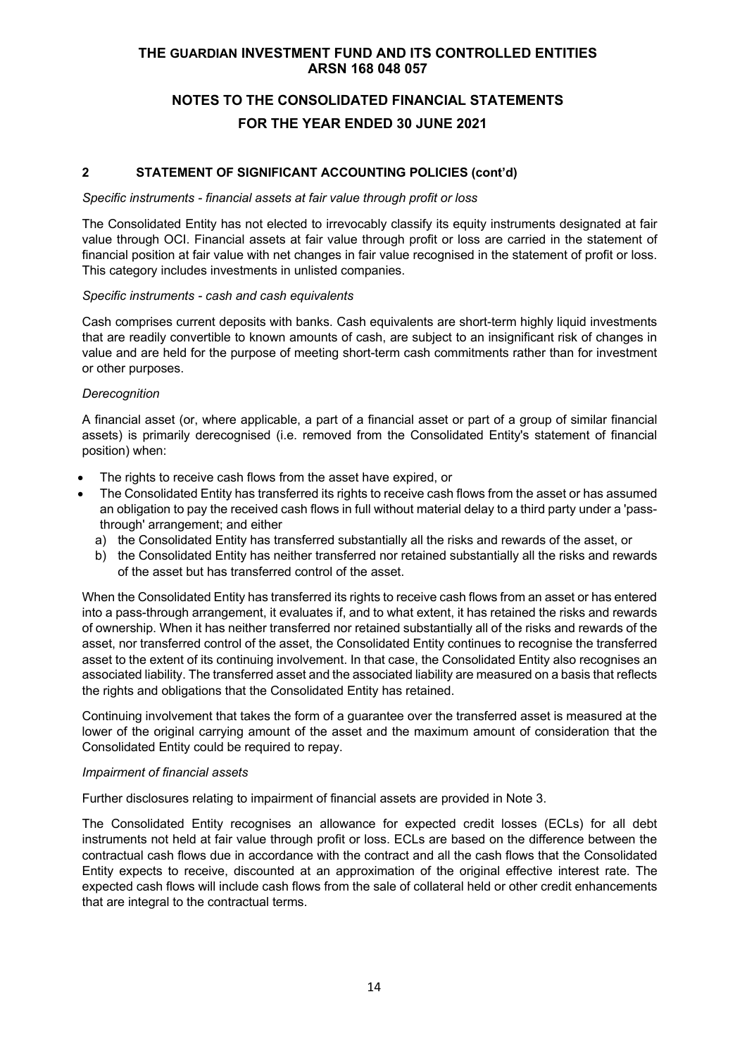## 2 STATEMENT OF SIGNIFICANT ACCOUNTING POLICIES (cont'd)

*Specific instruments - financial assets at fair value through profit or loss*

The Consolidated Entity has not elected to irrevocably classify its equity instruments designated at fair value through OCI. Financial assets at fair value through profit or loss are carried in the statement of financial position at fair value with net changes in fair value recognised in the statement of profit or loss. This category includes investments in unlisted companies.

*Specific instruments - cash and cash equivalents*

Cash comprises current deposits with banks. Cash equivalents are short-term highly liquid investments that are readily convertible to known amounts of cash, are subject to an insignificant risk of changes in value and are held for the purpose of meeting short-term cash commitments rather than for investment or other purposes.

*Derecognition*

A financial asset (or, where applicable, a part of a financial asset or part of a group of similar financial assets) is primarily derecognised (i.e. removed from the Consolidated Entity's statement of financial position) when:

- The rights to receive cash flows from the asset have expired, or
- The Consolidated Entity has transferred its rights to receive cash flows from the asset or has assumed an obligation to pay the received cash flows in full without material delay to a third party under a 'pass-through' arrangement; and either
  a) the Consolidated Entity has transferred substantially all the risks and rewards of the asset, or
  b) the Consolidated Entity has neither transferred nor retained substantially all the risks and rewards of the asset but has transferred control of the asset.

When the Consolidated Entity has transferred its rights to receive cash flows from an asset or has entered into a pass-through arrangement, it evaluates if, and to what extent, it has retained the risks and rewards of ownership. When it has neither transferred nor retained substantially all of the risks and rewards of the asset, nor transferred control of the asset, the Consolidated Entity continues to recognise the transferred asset to the extent of its continuing involvement. In that case, the Consolidated Entity also recognises an associated liability. The transferred asset and the associated liability are measured on a basis that reflects the rights and obligations that the Consolidated Entity has retained.

Continuing involvement that takes the form of a guarantee over the transferred asset is measured at the lower of the original carrying amount of the asset and the maximum amount of consideration that the Consolidated Entity could be required to repay.

*Impairment of financial assets*

Further disclosures relating to impairment of financial assets are provided in Note 3.

The Consolidated Entity recognises an allowance for expected credit losses (ECLs) for all debt instruments not held at fair value through profit or loss. ECLs are based on the difference between the contractual cash flows due in accordance with the contract and all the cash flows that the Consolidated Entity expects to receive, discounted at an approximation of the original effective interest rate. The expected cash flows will include cash flows from the sale of collateral held or other credit enhancements that are integral to the contractual terms.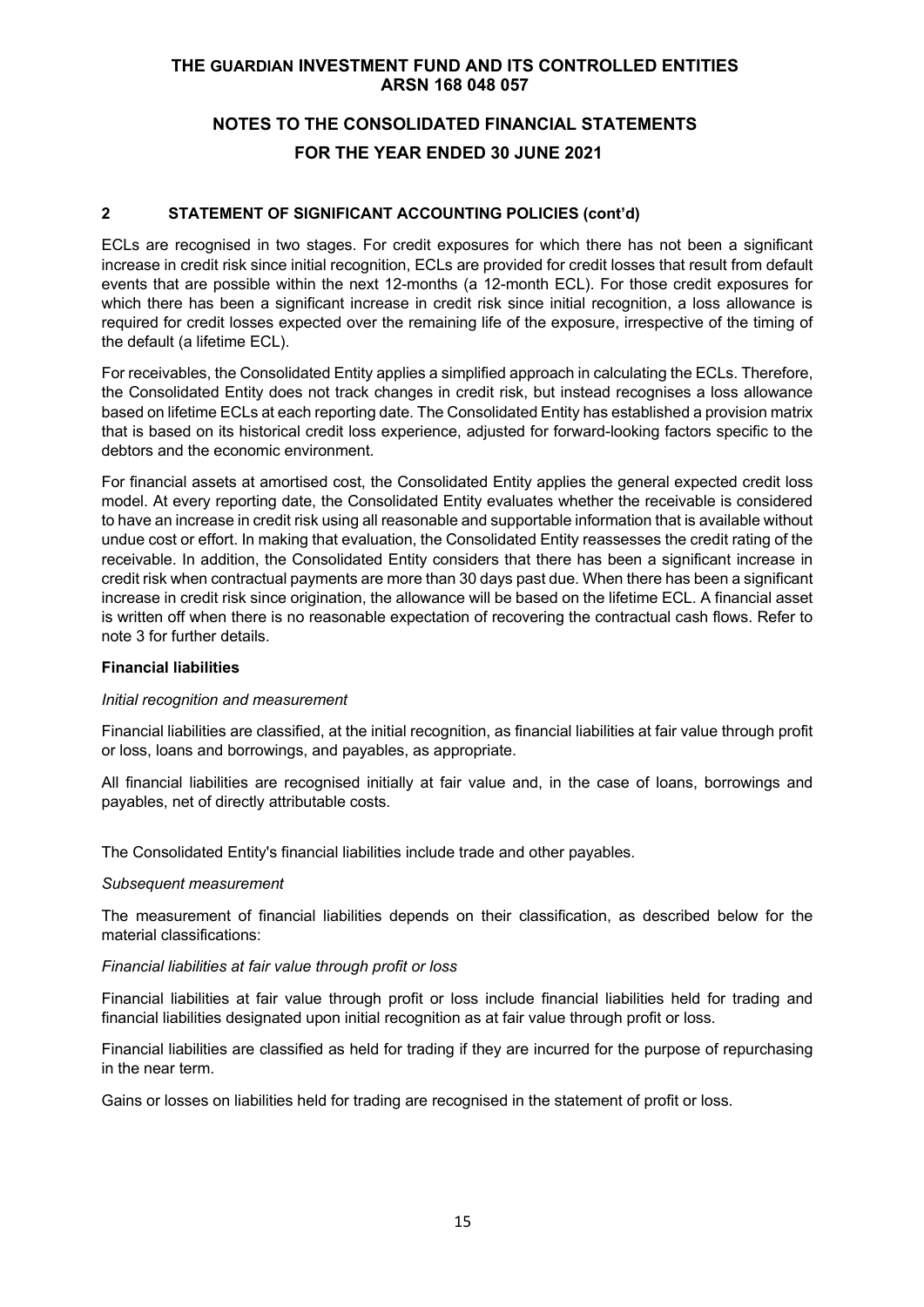## 2 STATEMENT OF SIGNIFICANT ACCOUNTING POLICIES (cont'd)

ECLs are recognised in two stages. For credit exposures for which there has not been a significant increase in credit risk since initial recognition, ECLs are provided for credit losses that result from default events that are possible within the next 12-months (a 12-month ECL). For those credit exposures for which there has been a significant increase in credit risk since initial recognition, a loss allowance is required for credit losses expected over the remaining life of the exposure, irrespective of the timing of the default (a lifetime ECL).

For receivables, the Consolidated Entity applies a simplified approach in calculating the ECLs. Therefore, the Consolidated Entity does not track changes in credit risk, but instead recognises a loss allowance based on lifetime ECLs at each reporting date. The Consolidated Entity has established a provision matrix that is based on its historical credit loss experience, adjusted for forward-looking factors specific to the debtors and the economic environment.

For financial assets at amortised cost, the Consolidated Entity applies the general expected credit loss model. At every reporting date, the Consolidated Entity evaluates whether the receivable is considered to have an increase in credit risk using all reasonable and supportable information that is available without undue cost or effort. In making that evaluation, the Consolidated Entity reassesses the credit rating of the receivable. In addition, the Consolidated Entity considers that there has been a significant increase in credit risk when contractual payments are more than 30 days past due. When there has been a significant increase in credit risk since origination, the allowance will be based on the lifetime ECL. A financial asset is written off when there is no reasonable expectation of recovering the contractual cash flows. Refer to note 3 for further details.

**Financial liabilities**

*Initial recognition and measurement*

Financial liabilities are classified, at the initial recognition, as financial liabilities at fair value through profit or loss, loans and borrowings, and payables, as appropriate.

All financial liabilities are recognised initially at fair value and, in the case of loans, borrowings and payables, net of directly attributable costs.

The Consolidated Entity's financial liabilities include trade and other payables.

*Subsequent measurement*

The measurement of financial liabilities depends on their classification, as described below for the material classifications:

*Financial liabilities at fair value through profit or loss*

Financial liabilities at fair value through profit or loss include financial liabilities held for trading and financial liabilities designated upon initial recognition as at fair value through profit or loss.

Financial liabilities are classified as held for trading if they are incurred for the purpose of repurchasing in the near term.

Gains or losses on liabilities held for trading are recognised in the statement of profit or loss.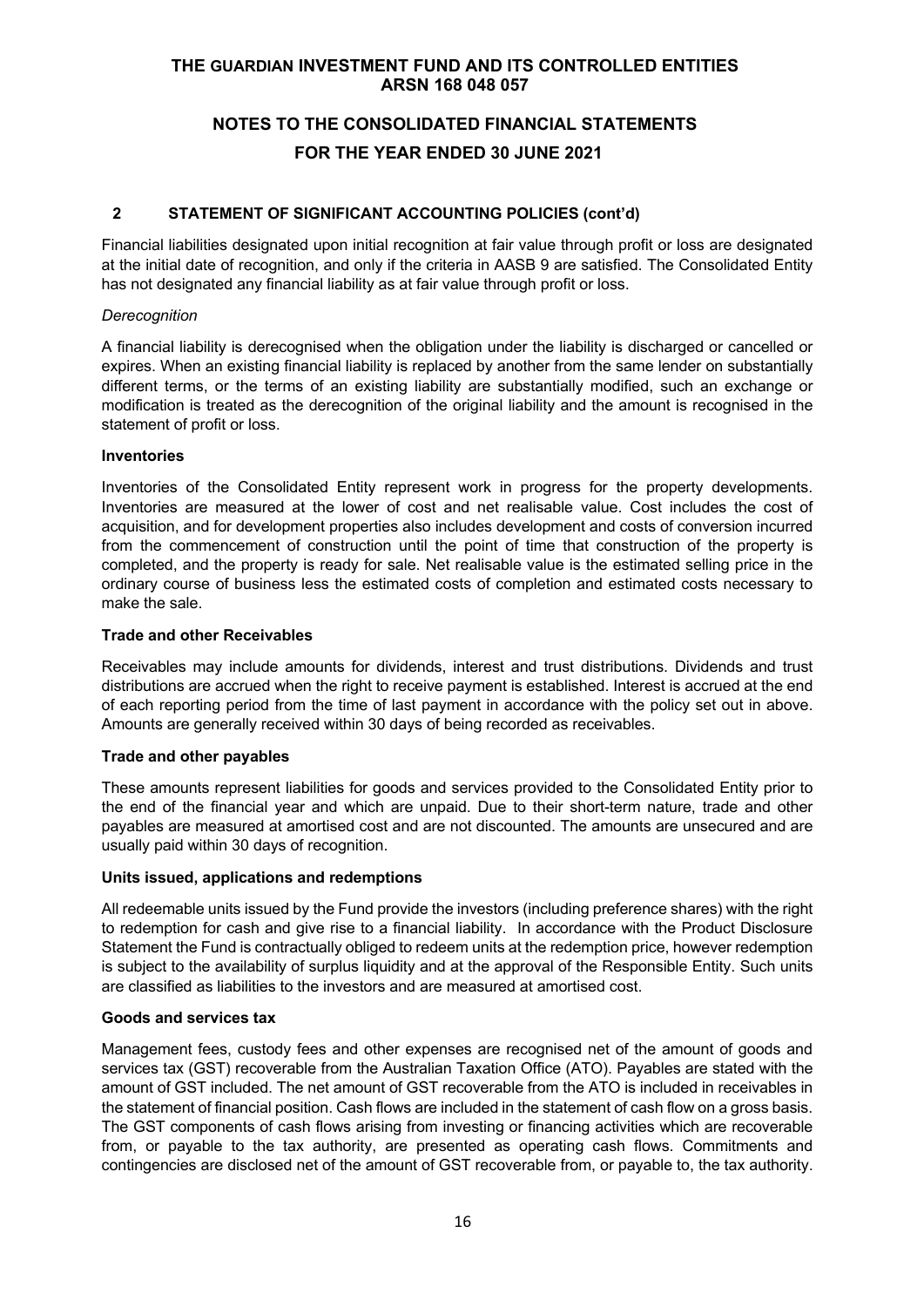## 2 STATEMENT OF SIGNIFICANT ACCOUNTING POLICIES (cont'd)

Financial liabilities designated upon initial recognition at fair value through profit or loss are designated at the initial date of recognition, and only if the criteria in AASB 9 are satisfied. The Consolidated Entity has not designated any financial liability as at fair value through profit or loss.

*Derecognition*

A financial liability is derecognised when the obligation under the liability is discharged or cancelled or expires. When an existing financial liability is replaced by another from the same lender on substantially different terms, or the terms of an existing liability are substantially modified, such an exchange or modification is treated as the derecognition of the original liability and the amount is recognised in the statement of profit or loss.

**Inventories**

Inventories of the Consolidated Entity represent work in progress for the property developments. Inventories are measured at the lower of cost and net realisable value. Cost includes the cost of acquisition, and for development properties also includes development and costs of conversion incurred from the commencement of construction until the point of time that construction of the property is completed, and the property is ready for sale. Net realisable value is the estimated selling price in the ordinary course of business less the estimated costs of completion and estimated costs necessary to make the sale.

**Trade and other Receivables**

Receivables may include amounts for dividends, interest and trust distributions. Dividends and trust distributions are accrued when the right to receive payment is established. Interest is accrued at the end of each reporting period from the time of last payment in accordance with the policy set out in above. Amounts are generally received within 30 days of being recorded as receivables.

**Trade and other payables**

These amounts represent liabilities for goods and services provided to the Consolidated Entity prior to the end of the financial year and which are unpaid. Due to their short-term nature, trade and other payables are measured at amortised cost and are not discounted. The amounts are unsecured and are usually paid within 30 days of recognition.

**Units issued, applications and redemptions**

All redeemable units issued by the Fund provide the investors (including preference shares) with the right to redemption for cash and give rise to a financial liability. In accordance with the Product Disclosure Statement the Fund is contractually obliged to redeem units at the redemption price, however redemption is subject to the availability of surplus liquidity and at the approval of the Responsible Entity. Such units are classified as liabilities to the investors and are measured at amortised cost.

**Goods and services tax**

Management fees, custody fees and other expenses are recognised net of the amount of goods and services tax (GST) recoverable from the Australian Taxation Office (ATO). Payables are stated with the amount of GST included. The net amount of GST recoverable from the ATO is included in receivables in the statement of financial position. Cash flows are included in the statement of cash flow on a gross basis. The GST components of cash flows arising from investing or financing activities which are recoverable from, or payable to the tax authority, are presented as operating cash flows. Commitments and contingencies are disclosed net of the amount of GST recoverable from, or payable to, the tax authority.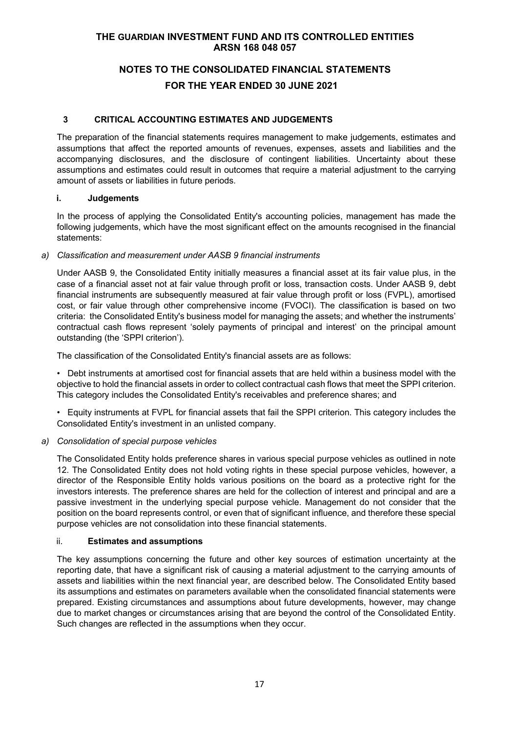# THE GUARDIAN INVESTMENT FUND AND ITS CONTROLLED ENTITIES
## ARSN 168 048 057

## NOTES TO THE CONSOLIDATED FINANCIAL STATEMENTS
## FOR THE YEAR ENDED 30 JUNE 2021

### 3 CRITICAL ACCOUNTING ESTIMATES AND JUDGEMENTS

The preparation of the financial statements requires management to make judgements, estimates and assumptions that affect the reported amounts of revenues, expenses, assets and liabilities and the accompanying disclosures, and the disclosure of contingent liabilities. Uncertainty about these assumptions and estimates could result in outcomes that require a material adjustment to the carrying amount of assets or liabilities in future periods.

#### i. Judgements

In the process of applying the Consolidated Entity's accounting policies, management has made the following judgements, which have the most significant effect on the amounts recognised in the financial statements:

*a) Classification and measurement under AASB 9 financial instruments*

Under AASB 9, the Consolidated Entity initially measures a financial asset at its fair value plus, in the case of a financial asset not at fair value through profit or loss, transaction costs. Under AASB 9, debt financial instruments are subsequently measured at fair value through profit or loss (FVPL), amortised cost, or fair value through other comprehensive income (FVOCI). The classification is based on two criteria: the Consolidated Entity's business model for managing the assets; and whether the instruments' contractual cash flows represent 'solely payments of principal and interest' on the principal amount outstanding (the 'SPPI criterion').

The classification of the Consolidated Entity's financial assets are as follows:

• Debt instruments at amortised cost for financial assets that are held within a business model with the objective to hold the financial assets in order to collect contractual cash flows that meet the SPPI criterion. This category includes the Consolidated Entity's receivables and preference shares; and

• Equity instruments at FVPL for financial assets that fail the SPPI criterion. This category includes the Consolidated Entity's investment in an unlisted company.

*a) Consolidation of special purpose vehicles*

The Consolidated Entity holds preference shares in various special purpose vehicles as outlined in note 12. The Consolidated Entity does not hold voting rights in these special purpose vehicles, however, a director of the Responsible Entity holds various positions on the board as a protective right for the investors interests. The preference shares are held for the collection of interest and principal and are a passive investment in the underlying special purpose vehicle. Management do not consider that the position on the board represents control, or even that of significant influence, and therefore these special purpose vehicles are not consolidation into these financial statements.

#### ii. Estimates and assumptions

The key assumptions concerning the future and other key sources of estimation uncertainty at the reporting date, that have a significant risk of causing a material adjustment to the carrying amounts of assets and liabilities within the next financial year, are described below. The Consolidated Entity based its assumptions and estimates on parameters available when the consolidated financial statements were prepared. Existing circumstances and assumptions about future developments, however, may change due to market changes or circumstances arising that are beyond the control of the Consolidated Entity. Such changes are reflected in the assumptions when they occur.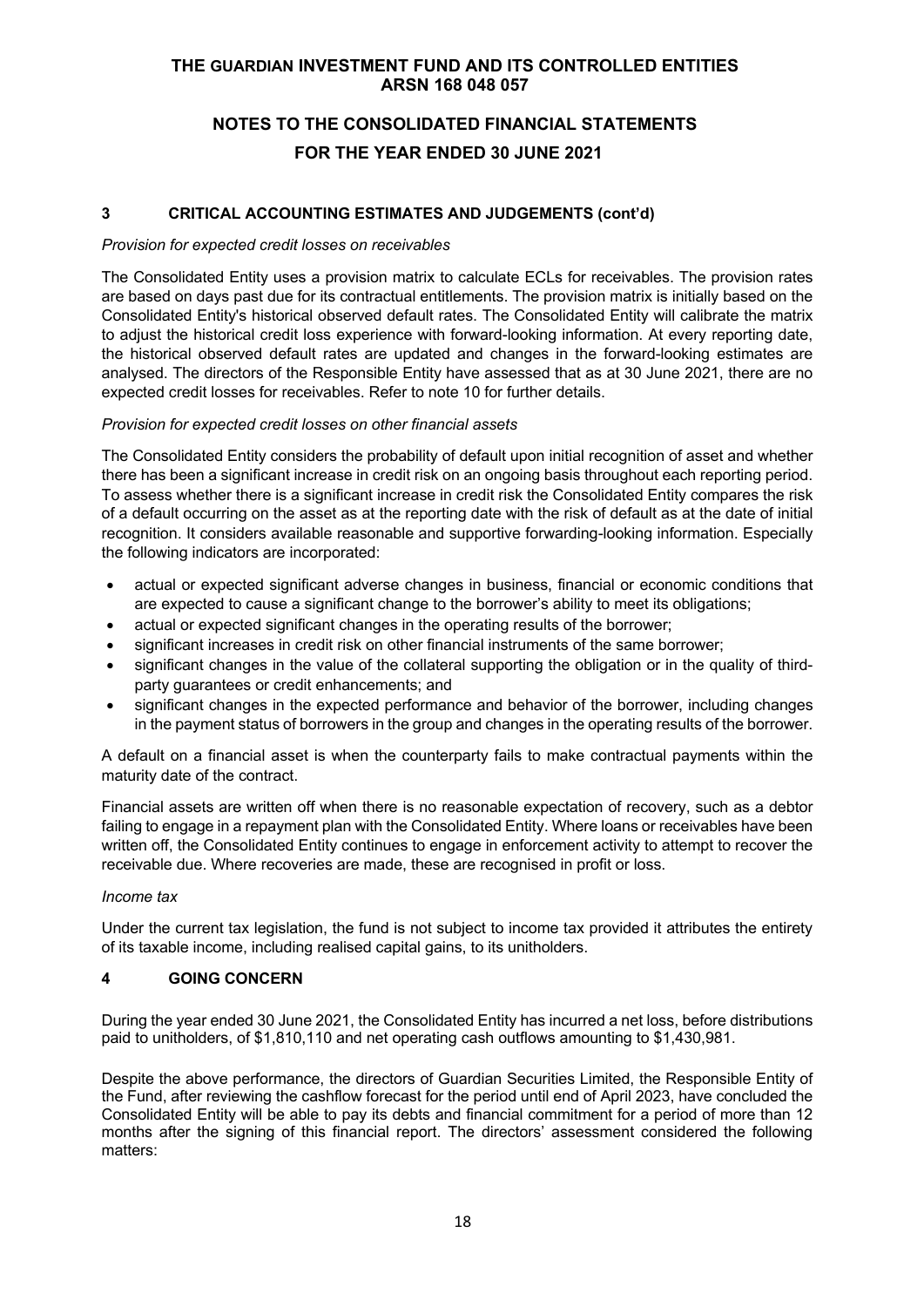## 3 CRITICAL ACCOUNTING ESTIMATES AND JUDGEMENTS (cont'd)

*Provision for expected credit losses on receivables*

The Consolidated Entity uses a provision matrix to calculate ECLs for receivables. The provision rates are based on days past due for its contractual entitlements. The provision matrix is initially based on the Consolidated Entity's historical observed default rates. The Consolidated Entity will calibrate the matrix to adjust the historical credit loss experience with forward-looking information. At every reporting date, the historical observed default rates are updated and changes in the forward-looking estimates are analysed. The directors of the Responsible Entity have assessed that as at 30 June 2021, there are no expected credit losses for receivables. Refer to note 10 for further details.

*Provision for expected credit losses on other financial assets*

The Consolidated Entity considers the probability of default upon initial recognition of asset and whether there has been a significant increase in credit risk on an ongoing basis throughout each reporting period. To assess whether there is a significant increase in credit risk the Consolidated Entity compares the risk of a default occurring on the asset as at the reporting date with the risk of default as at the date of initial recognition. It considers available reasonable and supportive forwarding-looking information. Especially the following indicators are incorporated:

- actual or expected significant adverse changes in business, financial or economic conditions that are expected to cause a significant change to the borrower's ability to meet its obligations;
- actual or expected significant changes in the operating results of the borrower;
- significant increases in credit risk on other financial instruments of the same borrower;
- significant changes in the value of the collateral supporting the obligation or in the quality of third-party guarantees or credit enhancements; and
- significant changes in the expected performance and behavior of the borrower, including changes in the payment status of borrowers in the group and changes in the operating results of the borrower.

A default on a financial asset is when the counterparty fails to make contractual payments within the maturity date of the contract.

Financial assets are written off when there is no reasonable expectation of recovery, such as a debtor failing to engage in a repayment plan with the Consolidated Entity. Where loans or receivables have been written off, the Consolidated Entity continues to engage in enforcement activity to attempt to recover the receivable due. Where recoveries are made, these are recognised in profit or loss.

*Income tax*

Under the current tax legislation, the fund is not subject to income tax provided it attributes the entirety of its taxable income, including realised capital gains, to its unitholders.

## 4 GOING CONCERN

During the year ended 30 June 2021, the Consolidated Entity has incurred a net loss, before distributions paid to unitholders, of $1,810,110 and net operating cash outflows amounting to $1,430,981.

Despite the above performance, the directors of Guardian Securities Limited, the Responsible Entity of the Fund, after reviewing the cashflow forecast for the period until end of April 2023, have concluded the Consolidated Entity will be able to pay its debts and financial commitment for a period of more than 12 months after the signing of this financial report. The directors' assessment considered the following matters: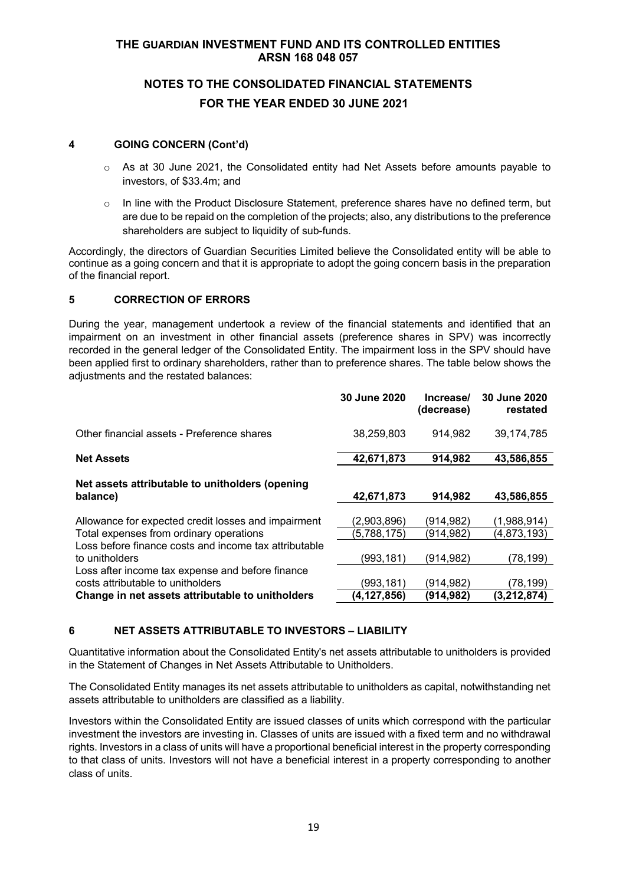## 4 GOING CONCERN (Cont'd)

- As at 30 June 2021, the Consolidated entity had Net Assets before amounts payable to investors, of $33.4m; and
- In line with the Product Disclosure Statement, preference shares have no defined term, but are due to be repaid on the completion of the projects; also, any distributions to the preference shareholders are subject to liquidity of sub-funds.

Accordingly, the directors of Guardian Securities Limited believe the Consolidated entity will be able to continue as a going concern and that it is appropriate to adopt the going concern basis in the preparation of the financial report.

## 5 CORRECTION OF ERRORS

During the year, management undertook a review of the financial statements and identified that an impairment on an investment in other financial assets (preference shares in SPV) was incorrectly recorded in the general ledger of the Consolidated Entity. The impairment loss in the SPV should have been applied first to ordinary shareholders, rather than to preference shares. The table below shows the adjustments and the restated balances:

| | 30 June 2020 | Increase/ (decrease) | 30 June 2020 restated |
|---|---|---|---|
| Other financial assets - Preference shares | 38,259,803 | 914,982 | 39,174,785 |
| **Net Assets** | **42,671,873** | **914,982** | **43,586,855** |
| **Net assets attributable to unitholders (opening balance)** | **42,671,873** | **914,982** | **43,586,855** |
| Allowance for expected credit losses and impairment | (2,903,896) | (914,982) | (1,988,914) |
| Total expenses from ordinary operations | (5,788,175) | (914,982) | (4,873,193) |
| Loss before finance costs and income tax attributable to unitholders | (993,181) | (914,982) | (78,199) |
| Loss after income tax expense and before finance costs attributable to unitholders | (993,181) | (914,982) | (78,199) |
| **Change in net assets attributable to unitholders** | **(4,127,856)** | **(914,982)** | **(3,212,874)** |

## 6 NET ASSETS ATTRIBUTABLE TO INVESTORS – LIABILITY

Quantitative information about the Consolidated Entity's net assets attributable to unitholders is provided in the Statement of Changes in Net Assets Attributable to Unitholders.

The Consolidated Entity manages its net assets attributable to unitholders as capital, notwithstanding net assets attributable to unitholders are classified as a liability.

Investors within the Consolidated Entity are issued classes of units which correspond with the particular investment the investors are investing in. Classes of units are issued with a fixed term and no withdrawal rights. Investors in a class of units will have a proportional beneficial interest in the property corresponding to that class of units. Investors will not have a beneficial interest in a property corresponding to another class of units.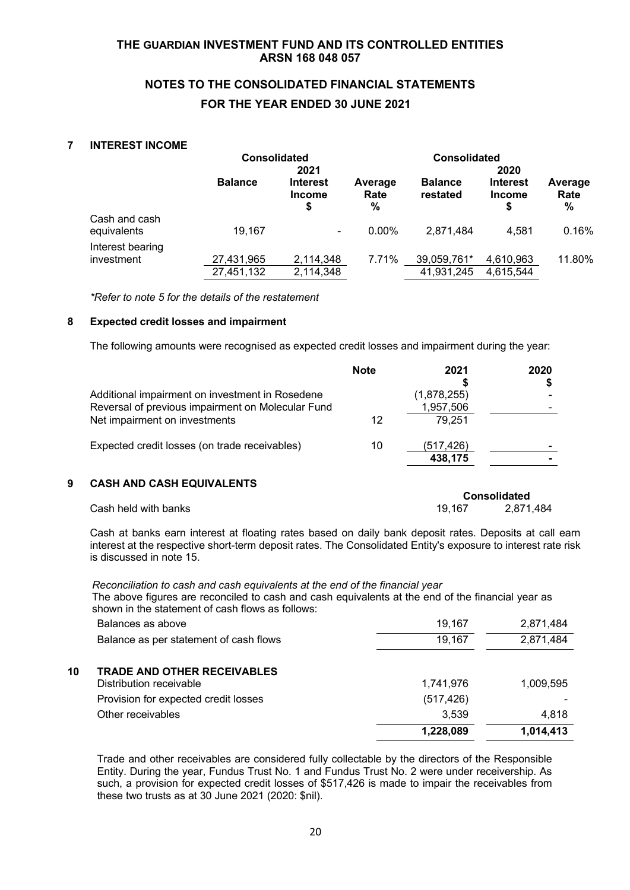# THE GUARDIAN INVESTMENT FUND AND ITS CONTROLLED ENTITIES
## ARSN 168 048 057

## NOTES TO THE CONSOLIDATED FINANCIAL STATEMENTS
## FOR THE YEAR ENDED 30 JUNE 2021

### 7 INTEREST INCOME

| | Consolidated | 2021 | | Consolidated | 2020 | |
|---|---|---|---|---|---|---|
| | **Balance** | **Interest Income $** | **Average Rate %** | **Balance restated** | **Interest Income $** | **Average Rate %** |
| Cash and cash equivalents | 19,167 | - | 0.00% | 2,871,484 | 4,581 | 0.16% |
| Interest bearing investment | 27,431,965 | 2,114,348 | 7.71% | 39,059,761* | 4,610,963 | 11.80% |
| | 27,451,132 | 2,114,348 | | 41,931,245 | 4,615,544 | |

*\*Refer to note 5 for the details of the restatement*

### 8 Expected credit losses and impairment

The following amounts were recognised as expected credit losses and impairment during the year:

| | Note | 2021 $ | 2020 $ |
|---|---|---|---|
| Additional impairment on investment in Rosedene | | (1,878,255) | - |
| Reversal of previous impairment on Molecular Fund | | 1,957,506 | - |
| Net impairment on investments | 12 | 79,251 | |
| Expected credit losses (on trade receivables) | 10 | (517,426) | - |
| | | **438,175** | **-** |

### 9 CASH AND CASH EQUIVALENTS

| | Consolidated | |
|---|---|---|
| Cash held with banks | 19,167 | 2,871,484 |

Cash at banks earn interest at floating rates based on daily bank deposit rates. Deposits at call earn interest at the respective short-term deposit rates. The Consolidated Entity's exposure to interest rate risk is discussed in note 15.

*Reconciliation to cash and cash equivalents at the end of the financial year*
The above figures are reconciled to cash and cash equivalents at the end of the financial year as shown in the statement of cash flows as follows:

| | | |
|---|---|---|
| Balances as above | 19,167 | 2,871,484 |
| Balance as per statement of cash flows | 19,167 | 2,871,484 |

### 10 TRADE AND OTHER RECEIVABLES

| | | |
|---|---|---|
| Distribution receivable | 1,741,976 | 1,009,595 |
| Provision for expected credit losses | (517,426) | - |
| Other receivables | 3,539 | 4,818 |
| | **1,228,089** | **1,014,413** |

Trade and other receivables are considered fully collectable by the directors of the Responsible Entity. During the year, Fundus Trust No. 1 and Fundus Trust No. 2 were under receivership. As such, a provision for expected credit losses of $517,426 is made to impair the receivables from these two trusts as at 30 June 2021 (2020: $nil).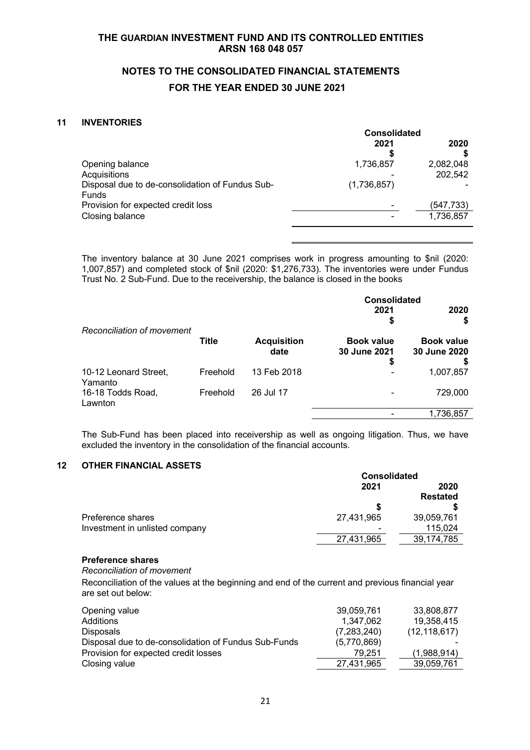# NOTES TO THE CONSOLIDATED FINANCIAL STATEMENTS

## FOR THE YEAR ENDED 30 JUNE 2021

### 11 INVENTORIES

| | Consolidated 2021 $ | 2020 $ |
|---|---|---|
| Opening balance | 1,736,857 | 2,082,048 |
| Acquisitions | - | 202,542 |
| Disposal due to de-consolidation of Fundus Sub-Funds | (1,736,857) | - |
| Provision for expected credit loss | - | (547,733) |
| Closing balance | - | 1,736,857 |

The inventory balance at 30 June 2021 comprises work in progress amounting to $nil (2020: 1,007,857) and completed stock of $nil (2020: $1,276,733). The inventories were under Fundus Trust No. 2 Sub-Fund. Due to the receivership, the balance is closed in the books

*Reconciliation of movement*

| | Title | Acquisition date | Consolidated 2021 $ Book value 30 June 2021 $ | 2020 $ Book value 30 June 2020 $ |
|---|---|---|---|---|
| 10-12 Leonard Street, Yamanto | Freehold | 13 Feb 2018 | - | 1,007,857 |
| 16-18 Todds Road, Lawnton | Freehold | 26 Jul 17 | - | 729,000 |
| | | | - | 1,736,857 |

The Sub-Fund has been placed into receivership as well as ongoing litigation. Thus, we have excluded the inventory in the consolidation of the financial accounts.

### 12 OTHER FINANCIAL ASSETS

| | Consolidated 2021 $ | 2020 Restated $ |
|---|---|---|
| Preference shares | 27,431,965 | 39,059,761 |
| Investment in unlisted company | - | 115,024 |
| | 27,431,965 | 39,174,785 |

**Preference shares**

*Reconciliation of movement*

Reconciliation of the values at the beginning and end of the current and previous financial year are set out below:

| | 2021 | 2020 |
|---|---|---|
| Opening value | 39,059,761 | 33,808,877 |
| Additions | 1,347,062 | 19,358,415 |
| Disposals | (7,283,240) | (12,118,617) |
| Disposal due to de-consolidation of Fundus Sub-Funds | (5,770,869) | - |
| Provision for expected credit losses | 79,251 | (1,988,914) |
| Closing value | 27,431,965 | 39,059,761 |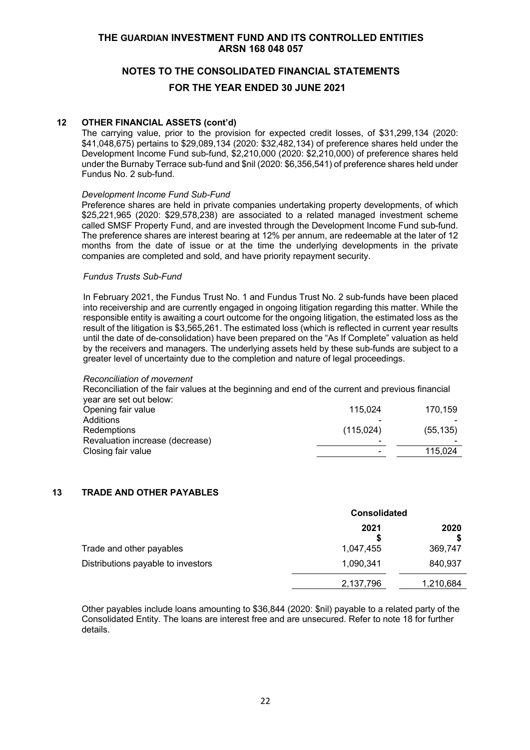## 12 OTHER FINANCIAL ASSETS (cont'd)

The carrying value, prior to the provision for expected credit losses, of $31,299,134 (2020: $41,048,675) pertains to $29,089,134 (2020: $32,482,134) of preference shares held under the Development Income Fund sub-fund, $2,210,000 (2020: $2,210,000) of preference shares held under the Burnaby Terrace sub-fund and $nil (2020: $6,356,541) of preference shares held under Fundus No. 2 sub-fund.

*Development Income Fund Sub-Fund*

Preference shares are held in private companies undertaking property developments, of which $25,221,965 (2020: $29,578,238) are associated to a related managed investment scheme called SMSF Property Fund, and are invested through the Development Income Fund sub-fund. The preference shares are interest bearing at 12% per annum, are redeemable at the later of 12 months from the date of issue or at the time the underlying developments in the private companies are completed and sold, and have priority repayment security.

*Fundus Trusts Sub-Fund*

In February 2021, the Fundus Trust No. 1 and Fundus Trust No. 2 sub-funds have been placed into receivership and are currently engaged in ongoing litigation regarding this matter. While the responsible entity is awaiting a court outcome for the ongoing litigation, the estimated loss as the result of the litigation is $3,565,261. The estimated loss (which is reflected in current year results until the date of de-consolidation) have been prepared on the "As If Complete" valuation as held by the receivers and managers. The underlying assets held by these sub-funds are subject to a greater level of uncertainty due to the completion and nature of legal proceedings.

*Reconciliation of movement*

Reconciliation of the fair values at the beginning and end of the current and previous financial year are set out below:

| | | |
|---|---|---|
| Opening fair value | 115,024 | 170,159 |
| Additions | - | - |
| Redemptions | (115,024) | (55,135) |
| Revaluation increase (decrease) | - | - |
| Closing fair value | - | 115,024 |

## 13 TRADE AND OTHER PAYABLES

| | Consolidated | |
|---|---|---|
| | 2021<br>$ | 2020<br>$ |
| Trade and other payables | 1,047,455 | 369,747 |
| Distributions payable to investors | 1,090,341 | 840,937 |
| | 2,137,796 | 1,210,684 |

Other payables include loans amounting to $36,844 (2020: $nil) payable to a related party of the Consolidated Entity. The loans are interest free and are unsecured. Refer to note 18 for further details.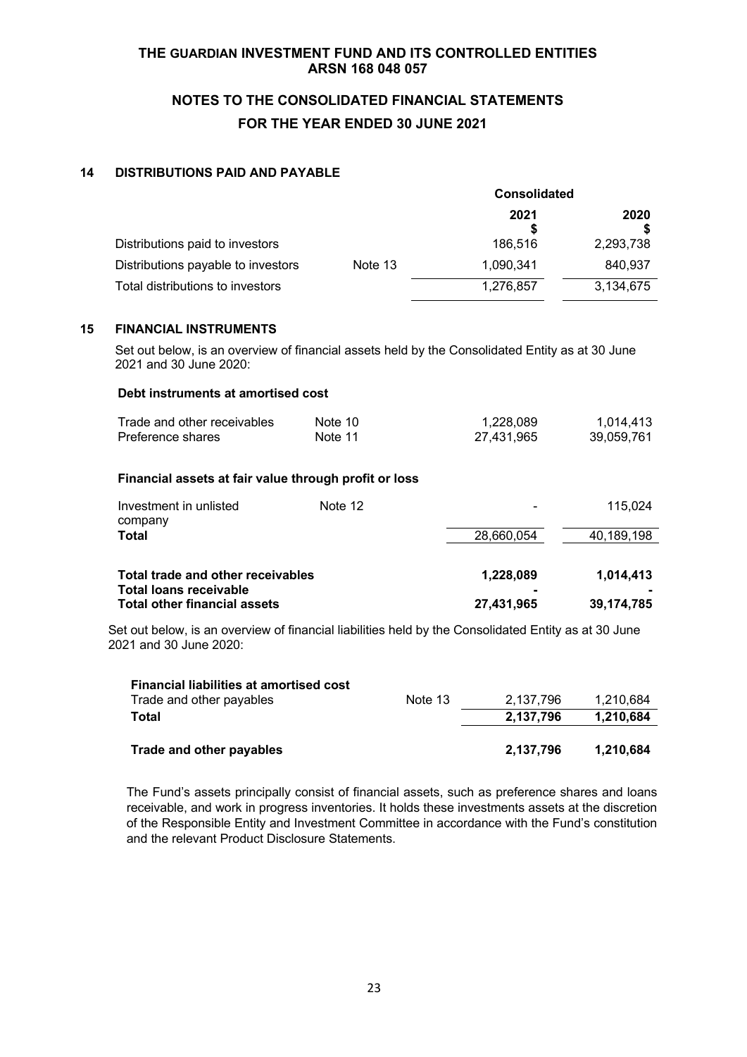## 14 DISTRIBUTIONS PAID AND PAYABLE

| | | Consolidated | |
|---|---|---|---|
| | | 2021 $ | 2020 $ |
| Distributions paid to investors | | 186,516 | 2,293,738 |
| Distributions payable to investors | Note 13 | 1,090,341 | 840,937 |
| Total distributions to investors | | 1,276,857 | 3,134,675 |

## 15 FINANCIAL INSTRUMENTS

Set out below, is an overview of financial assets held by the Consolidated Entity as at 30 June 2021 and 30 June 2020:

| | | | |
|---|---|---|---|
| **Debt instruments at amortised cost** | | | |
| Trade and other receivables | Note 10 | 1,228,089 | 1,014,413 |
| Preference shares | Note 11 | 27,431,965 | 39,059,761 |
| **Financial assets at fair value through profit or loss** | | | |
| Investment in unlisted company | Note 12 | - | 115,024 |
| **Total** | | 28,660,054 | 40,189,198 |
| **Total trade and other receivables** | | **1,228,089** | **1,014,413** |
| **Total loans receivable** | | **-** | **-** |
| **Total other financial assets** | | **27,431,965** | **39,174,785** |

Set out below, is an overview of financial liabilities held by the Consolidated Entity as at 30 June 2021 and 30 June 2020:

| | | | |
|---|---|---|---|
| **Financial liabilities at amortised cost** | | | |
| Trade and other payables | Note 13 | 2,137,796 | 1,210,684 |
| **Total** | | **2,137,796** | **1,210,684** |
| **Trade and other payables** | | **2,137,796** | **1,210,684** |

The Fund's assets principally consist of financial assets, such as preference shares and loans receivable, and work in progress inventories. It holds these investments assets at the discretion of the Responsible Entity and Investment Committee in accordance with the Fund's constitution and the relevant Product Disclosure Statements.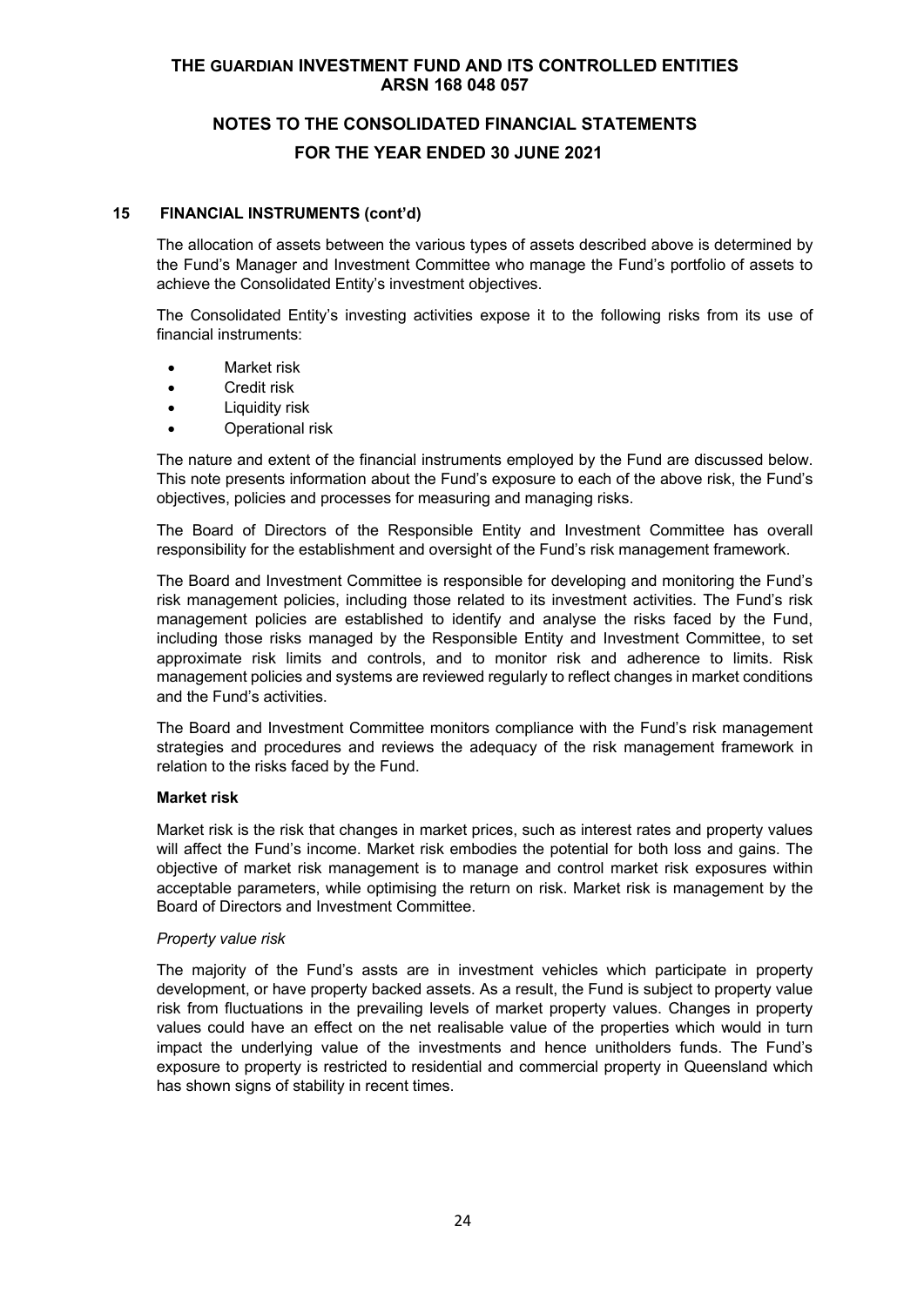## 15 FINANCIAL INSTRUMENTS (cont'd)

The allocation of assets between the various types of assets described above is determined by the Fund's Manager and Investment Committee who manage the Fund's portfolio of assets to achieve the Consolidated Entity's investment objectives.

The Consolidated Entity's investing activities expose it to the following risks from its use of financial instruments:

- Market risk
- Credit risk
- Liquidity risk
- Operational risk

The nature and extent of the financial instruments employed by the Fund are discussed below. This note presents information about the Fund's exposure to each of the above risk, the Fund's objectives, policies and processes for measuring and managing risks.

The Board of Directors of the Responsible Entity and Investment Committee has overall responsibility for the establishment and oversight of the Fund's risk management framework.

The Board and Investment Committee is responsible for developing and monitoring the Fund's risk management policies, including those related to its investment activities. The Fund's risk management policies are established to identify and analyse the risks faced by the Fund, including those risks managed by the Responsible Entity and Investment Committee, to set approximate risk limits and controls, and to monitor risk and adherence to limits. Risk management policies and systems are reviewed regularly to reflect changes in market conditions and the Fund's activities.

The Board and Investment Committee monitors compliance with the Fund's risk management strategies and procedures and reviews the adequacy of the risk management framework in relation to the risks faced by the Fund.

**Market risk**

Market risk is the risk that changes in market prices, such as interest rates and property values will affect the Fund's income. Market risk embodies the potential for both loss and gains. The objective of market risk management is to manage and control market risk exposures within acceptable parameters, while optimising the return on risk. Market risk is management by the Board of Directors and Investment Committee.

*Property value risk*

The majority of the Fund's assts are in investment vehicles which participate in property development, or have property backed assets. As a result, the Fund is subject to property value risk from fluctuations in the prevailing levels of market property values. Changes in property values could have an effect on the net realisable value of the properties which would in turn impact the underlying value of the investments and hence unitholders funds. The Fund's exposure to property is restricted to residential and commercial property in Queensland which has shown signs of stability in recent times.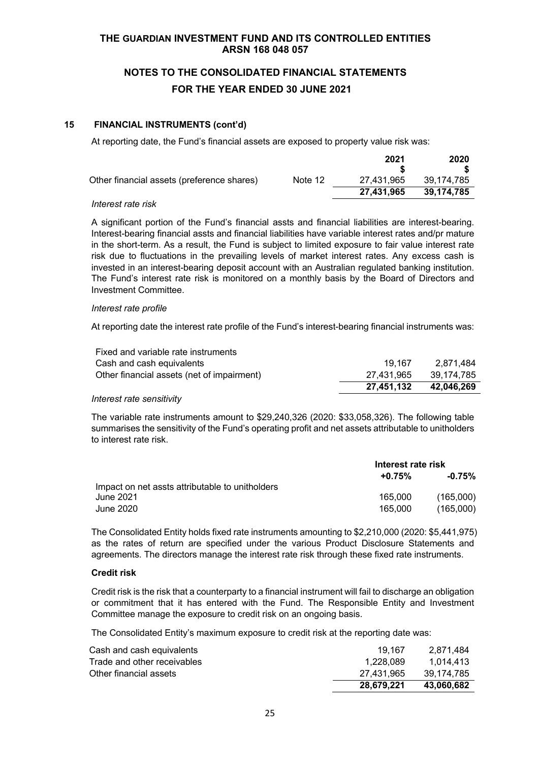## 15 FINANCIAL INSTRUMENTS (cont'd)

At reporting date, the Fund's financial assets are exposed to property value risk was:

| | | 2021 | 2020 |
|---|---|---|---|
| | | $ | $ |
| Other financial assets (preference shares) | Note 12 | 27,431,965 | 39,174,785 |
| | | **27,431,965** | **39,174,785** |

*Interest rate risk*

A significant portion of the Fund's financial assts and financial liabilities are interest-bearing. Interest-bearing financial assts and financial liabilities have variable interest rates and/pr mature in the short-term. As a result, the Fund is subject to limited exposure to fair value interest rate risk due to fluctuations in the prevailing levels of market interest rates. Any excess cash is invested in an interest-bearing deposit account with an Australian regulated banking institution. The Fund's interest rate risk is monitored on a monthly basis by the Board of Directors and Investment Committee.

*Interest rate profile*

At reporting date the interest rate profile of the Fund's interest-bearing financial instruments was:

| | 2021 | 2020 |
|---|---|---|
| Fixed and variable rate instruments | | |
| Cash and cash equivalents | 19,167 | 2,871,484 |
| Other financial assets (net of impairment) | 27,431,965 | 39,174,785 |
| | **27,451,132** | **42,046,269** |

*Interest rate sensitivity*

The variable rate instruments amount to $29,240,326 (2020: $33,058,326). The following table summarises the sensitivity of the Fund's operating profit and net assets attributable to unitholders to interest rate risk.

| | Interest rate risk | |
|---|---|---|
| | **+0.75%** | **-0.75%** |
| Impact on net assts attributable to unitholders | | |
| June 2021 | 165,000 | (165,000) |
| June 2020 | 165,000 | (165,000) |

The Consolidated Entity holds fixed rate instruments amounting to $2,210,000 (2020: $5,441,975) as the rates of return are specified under the various Product Disclosure Statements and agreements. The directors manage the interest rate risk through these fixed rate instruments.

**Credit risk**

Credit risk is the risk that a counterparty to a financial instrument will fail to discharge an obligation or commitment that it has entered with the Fund. The Responsible Entity and Investment Committee manage the exposure to credit risk on an ongoing basis.

The Consolidated Entity's maximum exposure to credit risk at the reporting date was:

| | 2021 | 2020 |
|---|---|---|
| Cash and cash equivalents | 19,167 | 2,871,484 |
| Trade and other receivables | 1,228,089 | 1,014,413 |
| Other financial assets | 27,431,965 | 39,174,785 |
| | **28,679,221** | **43,060,682** |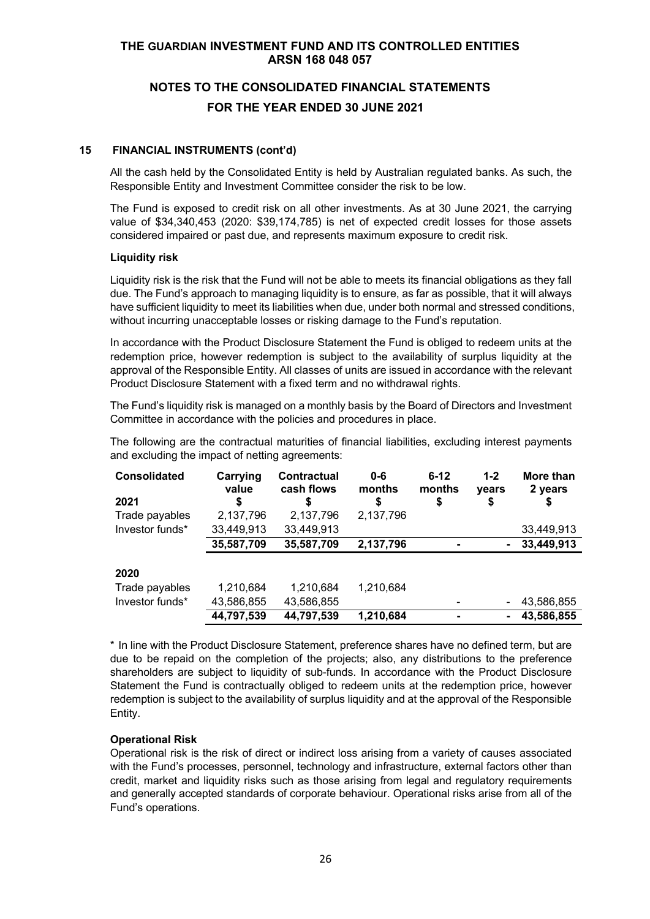## 15 FINANCIAL INSTRUMENTS (cont'd)

All the cash held by the Consolidated Entity is held by Australian regulated banks. As such, the Responsible Entity and Investment Committee consider the risk to be low.

The Fund is exposed to credit risk on all other investments. As at 30 June 2021, the carrying value of $34,340,453 (2020: $39,174,785) is net of expected credit losses for those assets considered impaired or past due, and represents maximum exposure to credit risk.

### Liquidity risk

Liquidity risk is the risk that the Fund will not be able to meets its financial obligations as they fall due. The Fund's approach to managing liquidity is to ensure, as far as possible, that it will always have sufficient liquidity to meet its liabilities when due, under both normal and stressed conditions, without incurring unacceptable losses or risking damage to the Fund's reputation.

In accordance with the Product Disclosure Statement the Fund is obliged to redeem units at the redemption price, however redemption is subject to the availability of surplus liquidity at the approval of the Responsible Entity. All classes of units are issued in accordance with the relevant Product Disclosure Statement with a fixed term and no withdrawal rights.

The Fund's liquidity risk is managed on a monthly basis by the Board of Directors and Investment Committee in accordance with the policies and procedures in place.

The following are the contractual maturities of financial liabilities, excluding interest payments and excluding the impact of netting agreements:

| Consolidated | Carrying value | Contractual cash flows | 0-6 months | 6-12 months | 1-2 years | More than 2 years |
|---|---|---|---|---|---|---|
| **2021** | **$** | **$** | **$** | **$** | **$** | **$** |
| Trade payables | 2,137,796 | 2,137,796 | 2,137,796 | | | |
| Investor funds* | 33,449,913 | 33,449,913 | | | | 33,449,913 |
| | **35,587,709** | **35,587,709** | **2,137,796** | **-** | **-** | **33,449,913** |
| | | | | | | |
| **2020** | | | | | | |
| Trade payables | 1,210,684 | 1,210,684 | 1,210,684 | | | |
| Investor funds* | 43,586,855 | 43,586,855 | | - | - | 43,586,855 |
| | **44,797,539** | **44,797,539** | **1,210,684** | **-** | **-** | **43,586,855** |

\* In line with the Product Disclosure Statement, preference shares have no defined term, but are due to be repaid on the completion of the projects; also, any distributions to the preference shareholders are subject to liquidity of sub-funds. In accordance with the Product Disclosure Statement the Fund is contractually obliged to redeem units at the redemption price, however redemption is subject to the availability of surplus liquidity and at the approval of the Responsible Entity.

### Operational Risk

Operational risk is the risk of direct or indirect loss arising from a variety of causes associated with the Fund's processes, personnel, technology and infrastructure, external factors other than credit, market and liquidity risks such as those arising from legal and regulatory requirements and generally accepted standards of corporate behaviour. Operational risks arise from all of the Fund's operations.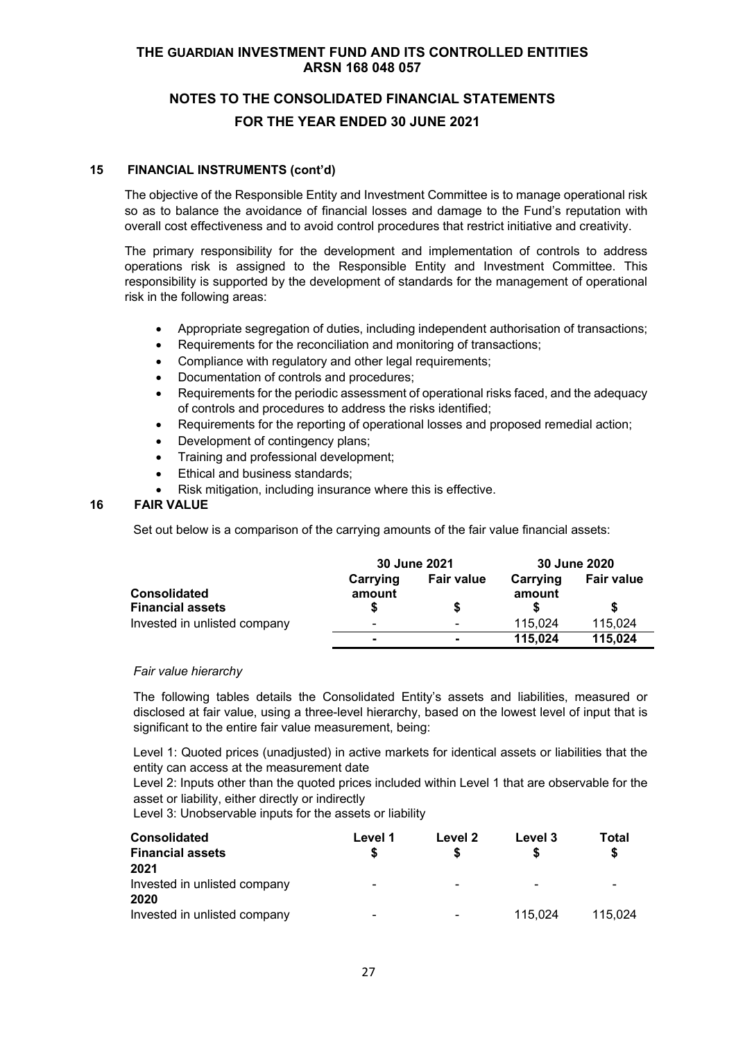## 15 FINANCIAL INSTRUMENTS (cont'd)

The objective of the Responsible Entity and Investment Committee is to manage operational risk so as to balance the avoidance of financial losses and damage to the Fund's reputation with overall cost effectiveness and to avoid control procedures that restrict initiative and creativity.

The primary responsibility for the development and implementation of controls to address operations risk is assigned to the Responsible Entity and Investment Committee. This responsibility is supported by the development of standards for the management of operational risk in the following areas:

- Appropriate segregation of duties, including independent authorisation of transactions;
- Requirements for the reconciliation and monitoring of transactions;
- Compliance with regulatory and other legal requirements;
- Documentation of controls and procedures;
- Requirements for the periodic assessment of operational risks faced, and the adequacy of controls and procedures to address the risks identified;
- Requirements for the reporting of operational losses and proposed remedial action;
- Development of contingency plans;
- Training and professional development;
- Ethical and business standards;
- Risk mitigation, including insurance where this is effective.

## 16 FAIR VALUE

Set out below is a comparison of the carrying amounts of the fair value financial assets:

| | 30 June 2021 | | 30 June 2020 | |
|---|---|---|---|---|
| **Consolidated** | **Carrying amount** | **Fair value** | **Carrying amount** | **Fair value** |
| **Financial assets** | **$** | **$** | **$** | **$** |
| Invested in unlisted company | - | - | 115,024 | 115,024 |
| | **-** | **-** | **115,024** | **115,024** |

*Fair value hierarchy*

The following tables details the Consolidated Entity's assets and liabilities, measured or disclosed at fair value, using a three-level hierarchy, based on the lowest level of input that is significant to the entire fair value measurement, being:

Level 1: Quoted prices (unadjusted) in active markets for identical assets or liabilities that the entity can access at the measurement date
Level 2: Inputs other than the quoted prices included within Level 1 that are observable for the asset or liability, either directly or indirectly
Level 3: Unobservable inputs for the assets or liability

| **Consolidated** | **Level 1** | **Level 2** | **Level 3** | **Total** |
|---|---|---|---|---|
| **Financial assets** | **$** | **$** | **$** | **$** |
| **2021** | | | | |
| Invested in unlisted company | - | - | - | - |
| **2020** | | | | |
| Invested in unlisted company | - | - | 115,024 | 115,024 |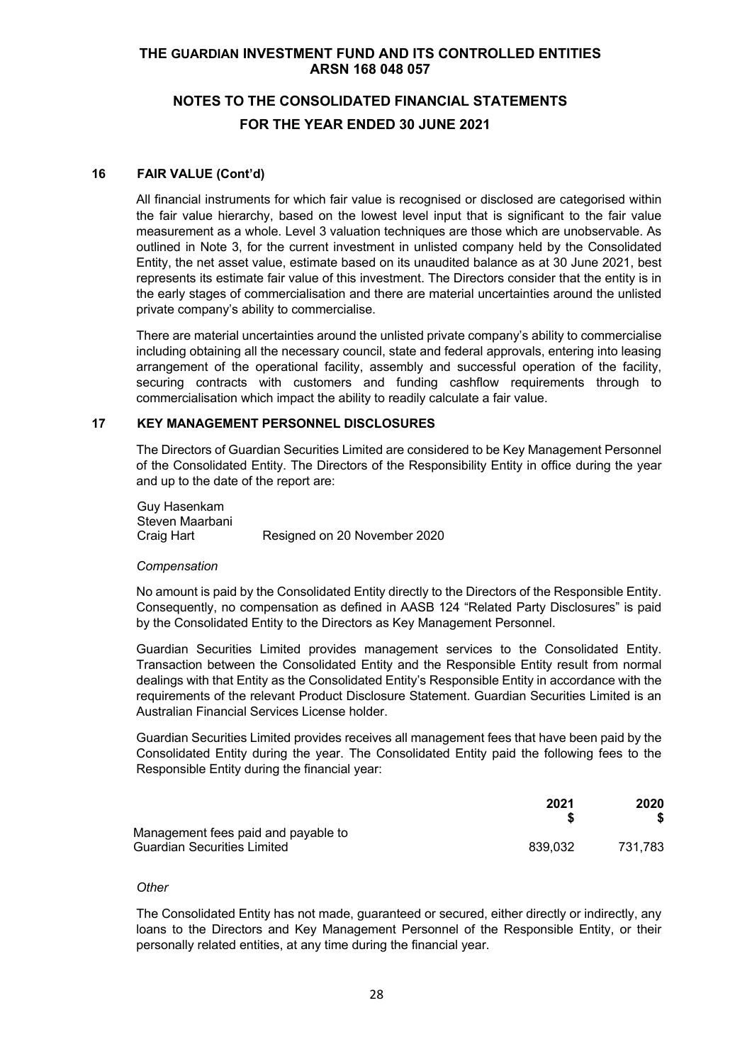## 16 FAIR VALUE (Cont'd)

All financial instruments for which fair value is recognised or disclosed are categorised within the fair value hierarchy, based on the lowest level input that is significant to the fair value measurement as a whole. Level 3 valuation techniques are those which are unobservable. As outlined in Note 3, for the current investment in unlisted company held by the Consolidated Entity, the net asset value, estimate based on its unaudited balance as at 30 June 2021, best represents its estimate fair value of this investment. The Directors consider that the entity is in the early stages of commercialisation and there are material uncertainties around the unlisted private company's ability to commercialise.

There are material uncertainties around the unlisted private company's ability to commercialise including obtaining all the necessary council, state and federal approvals, entering into leasing arrangement of the operational facility, assembly and successful operation of the facility, securing contracts with customers and funding cashflow requirements through to commercialisation which impact the ability to readily calculate a fair value.

## 17 KEY MANAGEMENT PERSONNEL DISCLOSURES

The Directors of Guardian Securities Limited are considered to be Key Management Personnel of the Consolidated Entity. The Directors of the Responsibility Entity in office during the year and up to the date of the report are:

| | |
|---|---|
| Guy Hasenkam | |
| Steven Maarbani | |
| Craig Hart | Resigned on 20 November 2020 |

*Compensation*

No amount is paid by the Consolidated Entity directly to the Directors of the Responsible Entity. Consequently, no compensation as defined in AASB 124 "Related Party Disclosures" is paid by the Consolidated Entity to the Directors as Key Management Personnel.

Guardian Securities Limited provides management services to the Consolidated Entity. Transaction between the Consolidated Entity and the Responsible Entity result from normal dealings with that Entity as the Consolidated Entity's Responsible Entity in accordance with the requirements of the relevant Product Disclosure Statement. Guardian Securities Limited is an Australian Financial Services License holder.

Guardian Securities Limited provides receives all management fees that have been paid by the Consolidated Entity during the year. The Consolidated Entity paid the following fees to the Responsible Entity during the financial year:

| | 2021<br>$ | 2020<br>$ |
|---|---|---|
| Management fees paid and payable to Guardian Securities Limited | 839,032 | 731,783 |

*Other*

The Consolidated Entity has not made, guaranteed or secured, either directly or indirectly, any loans to the Directors and Key Management Personnel of the Responsible Entity, or their personally related entities, at any time during the financial year.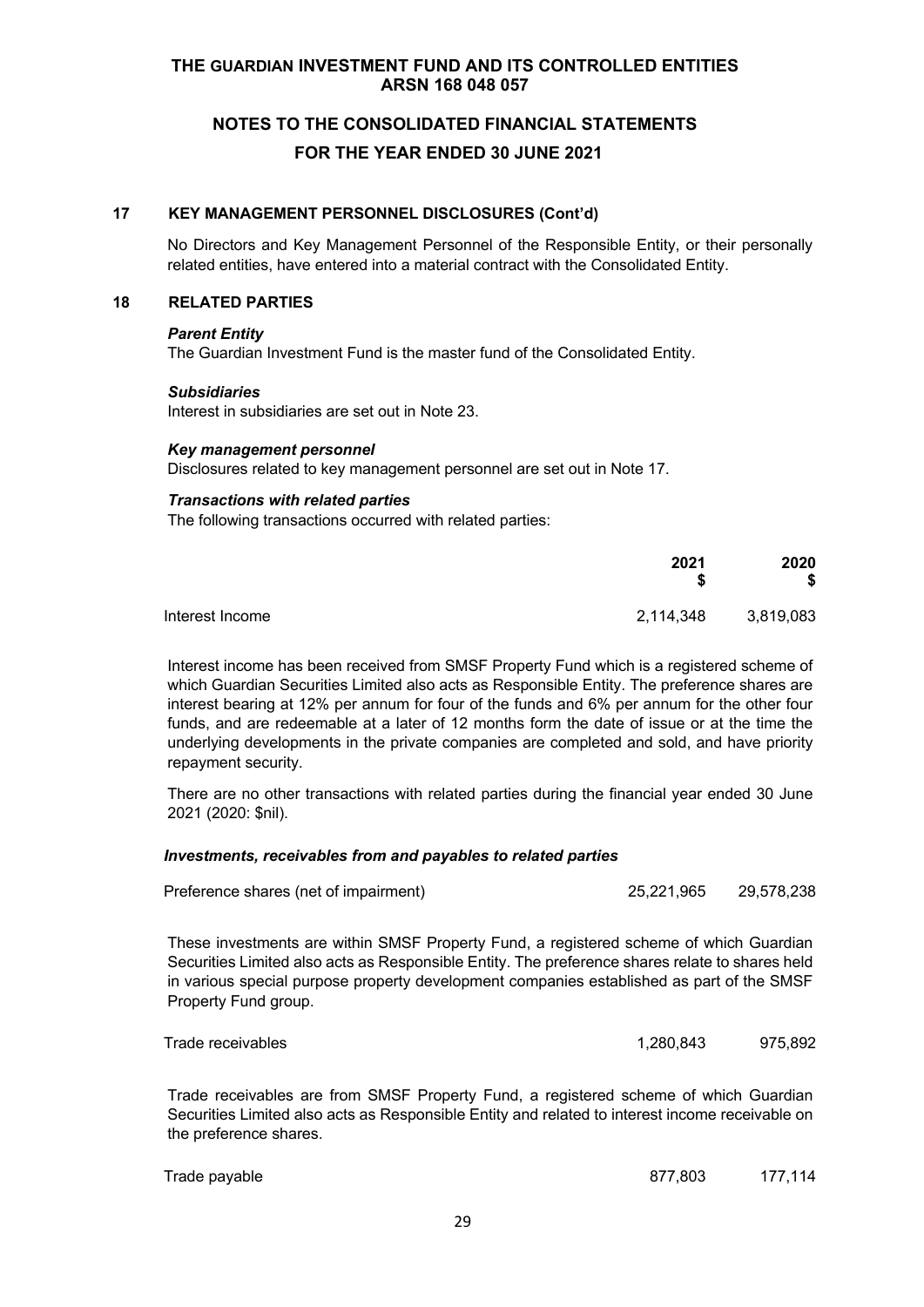## 17 KEY MANAGEMENT PERSONNEL DISCLOSURES (Cont'd)

No Directors and Key Management Personnel of the Responsible Entity, or their personally related entities, have entered into a material contract with the Consolidated Entity.

## 18 RELATED PARTIES

***Parent Entity***

The Guardian Investment Fund is the master fund of the Consolidated Entity.

***Subsidiaries***

Interest in subsidiaries are set out in Note 23.

***Key management personnel***

Disclosures related to key management personnel are set out in Note 17.

***Transactions with related parties***

The following transactions occurred with related parties:

| | 2021 $ | 2020 $ |
|---|---|---|
| Interest Income | 2,114,348 | 3,819,083 |

Interest income has been received from SMSF Property Fund which is a registered scheme of which Guardian Securities Limited also acts as Responsible Entity. The preference shares are interest bearing at 12% per annum for four of the funds and 6% per annum for the other four funds, and are redeemable at a later of 12 months form the date of issue or at the time the underlying developments in the private companies are completed and sold, and have priority repayment security.

There are no other transactions with related parties during the financial year ended 30 June 2021 (2020: $nil).

***Investments, receivables from and payables to related parties***

| | | |
|---|---|---|
| Preference shares (net of impairment) | 25,221,965 | 29,578,238 |

These investments are within SMSF Property Fund, a registered scheme of which Guardian Securities Limited also acts as Responsible Entity. The preference shares relate to shares held in various special purpose property development companies established as part of the SMSF Property Fund group.

| | | |
|---|---|---|
| Trade receivables | 1,280,843 | 975,892 |

Trade receivables are from SMSF Property Fund, a registered scheme of which Guardian Securities Limited also acts as Responsible Entity and related to interest income receivable on the preference shares.

| | | |
|---|---|---|
| Trade payable | 877,803 | 177,114 |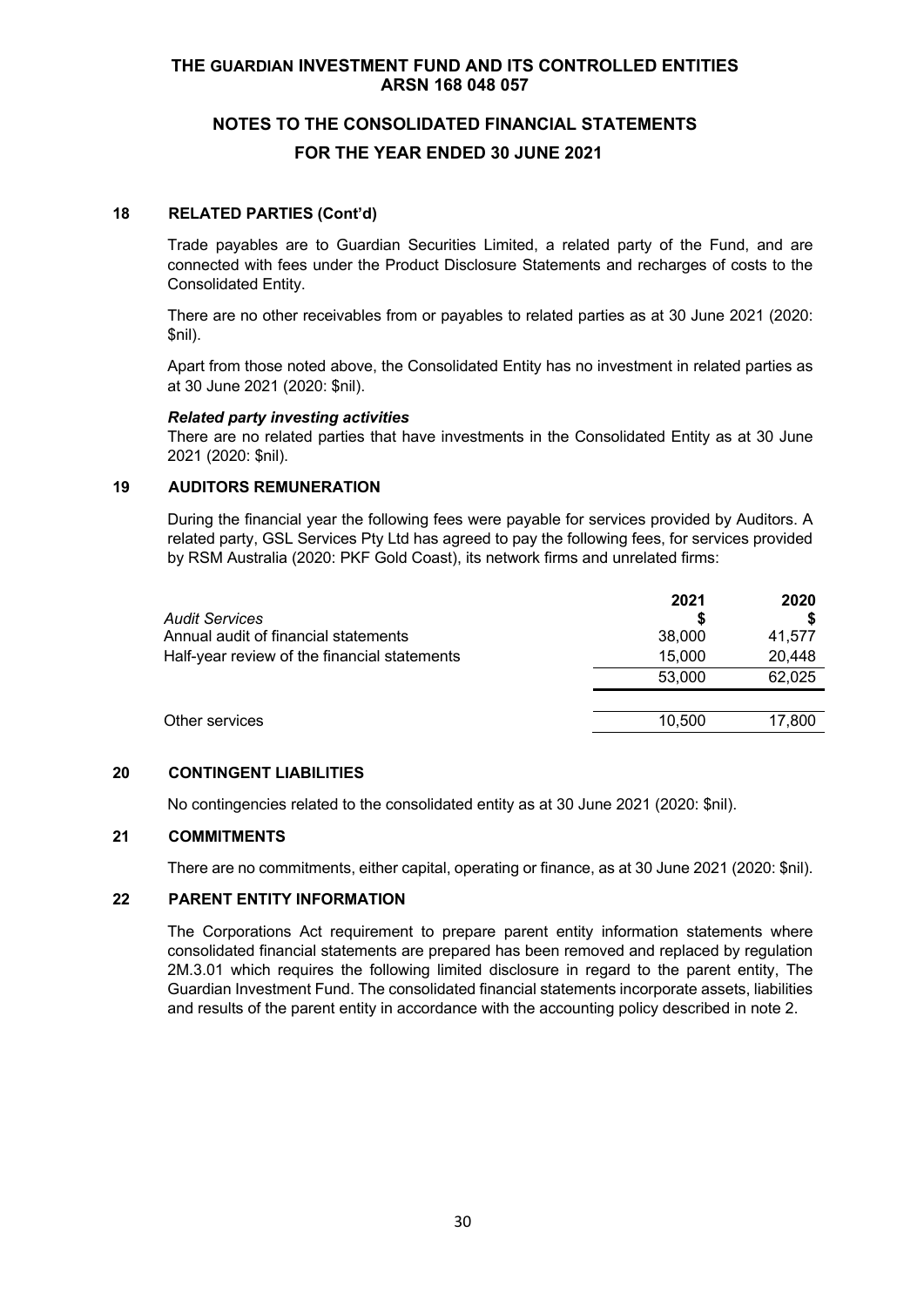## 18 RELATED PARTIES (Cont'd)

Trade payables are to Guardian Securities Limited, a related party of the Fund, and are connected with fees under the Product Disclosure Statements and recharges of costs to the Consolidated Entity.

There are no other receivables from or payables to related parties as at 30 June 2021 (2020: $nil).

Apart from those noted above, the Consolidated Entity has no investment in related parties as at 30 June 2021 (2020: $nil).

***Related party investing activities***

There are no related parties that have investments in the Consolidated Entity as at 30 June 2021 (2020: $nil).

## 19 AUDITORS REMUNERATION

During the financial year the following fees were payable for services provided by Auditors. A related party, GSL Services Pty Ltd has agreed to pay the following fees, for services provided by RSM Australia (2020: PKF Gold Coast), its network firms and unrelated firms:

| | 2021 | 2020 |
|---|---|---|
| *Audit Services* | $ | $ |
| Annual audit of financial statements | 38,000 | 41,577 |
| Half-year review of the financial statements | 15,000 | 20,448 |
| | 53,000 | 62,025 |
| Other services | 10,500 | 17,800 |

## 20 CONTINGENT LIABILITIES

No contingencies related to the consolidated entity as at 30 June 2021 (2020: $nil).

## 21 COMMITMENTS

There are no commitments, either capital, operating or finance, as at 30 June 2021 (2020: $nil).

## 22 PARENT ENTITY INFORMATION

The Corporations Act requirement to prepare parent entity information statements where consolidated financial statements are prepared has been removed and replaced by regulation 2M.3.01 which requires the following limited disclosure in regard to the parent entity, The Guardian Investment Fund. The consolidated financial statements incorporate assets, liabilities and results of the parent entity in accordance with the accounting policy described in note 2.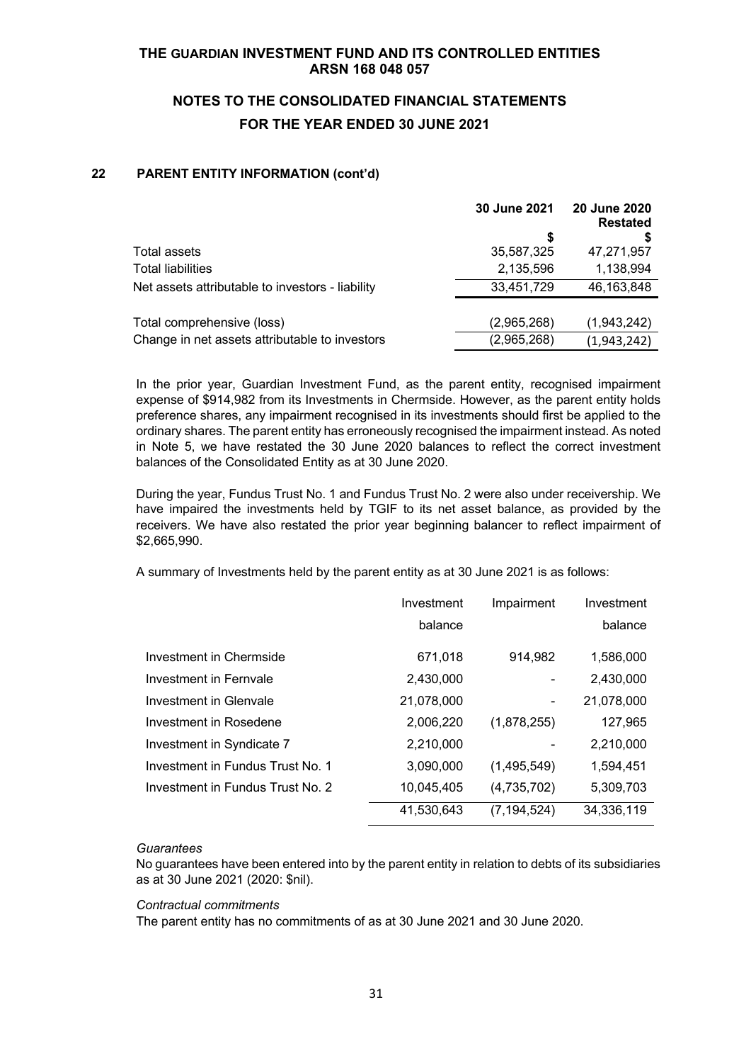## 22 PARENT ENTITY INFORMATION (cont'd)

| | 30 June 2021 | 20 June 2020 Restated |
|---|---|---|
| | $ | $ |
| Total assets | 35,587,325 | 47,271,957 |
| Total liabilities | 2,135,596 | 1,138,994 |
| Net assets attributable to investors - liability | 33,451,729 | 46,163,848 |
| | | |
| Total comprehensive (loss) | (2,965,268) | (1,943,242) |
| Change in net assets attributable to investors | (2,965,268) | (1,943,242) |

In the prior year, Guardian Investment Fund, as the parent entity, recognised impairment expense of $914,982 from its Investments in Chermside. However, as the parent entity holds preference shares, any impairment recognised in its investments should first be applied to the ordinary shares. The parent entity has erroneously recognised the impairment instead. As noted in Note 5, we have restated the 30 June 2020 balances to reflect the correct investment balances of the Consolidated Entity as at 30 June 2020.

During the year, Fundus Trust No. 1 and Fundus Trust No. 2 were also under receivership. We have impaired the investments held by TGIF to its net asset balance, as provided by the receivers. We have also restated the prior year beginning balancer to reflect impairment of $2,665,990.

A summary of Investments held by the parent entity as at 30 June 2021 is as follows:

| | Investment balance | Impairment | Investment balance |
|---|---|---|---|
| Investment in Chermside | 671,018 | 914,982 | 1,586,000 |
| Investment in Fernvale | 2,430,000 | - | 2,430,000 |
| Investment in Glenvale | 21,078,000 | - | 21,078,000 |
| Investment in Rosedene | 2,006,220 | (1,878,255) | 127,965 |
| Investment in Syndicate 7 | 2,210,000 | - | 2,210,000 |
| Investment in Fundus Trust No. 1 | 3,090,000 | (1,495,549) | 1,594,451 |
| Investment in Fundus Trust No. 2 | 10,045,405 | (4,735,702) | 5,309,703 |
| | 41,530,643 | (7,194,524) | 34,336,119 |

*Guarantees*

No guarantees have been entered into by the parent entity in relation to debts of its subsidiaries as at 30 June 2021 (2020: $nil).

*Contractual commitments*

The parent entity has no commitments of as at 30 June 2021 and 30 June 2020.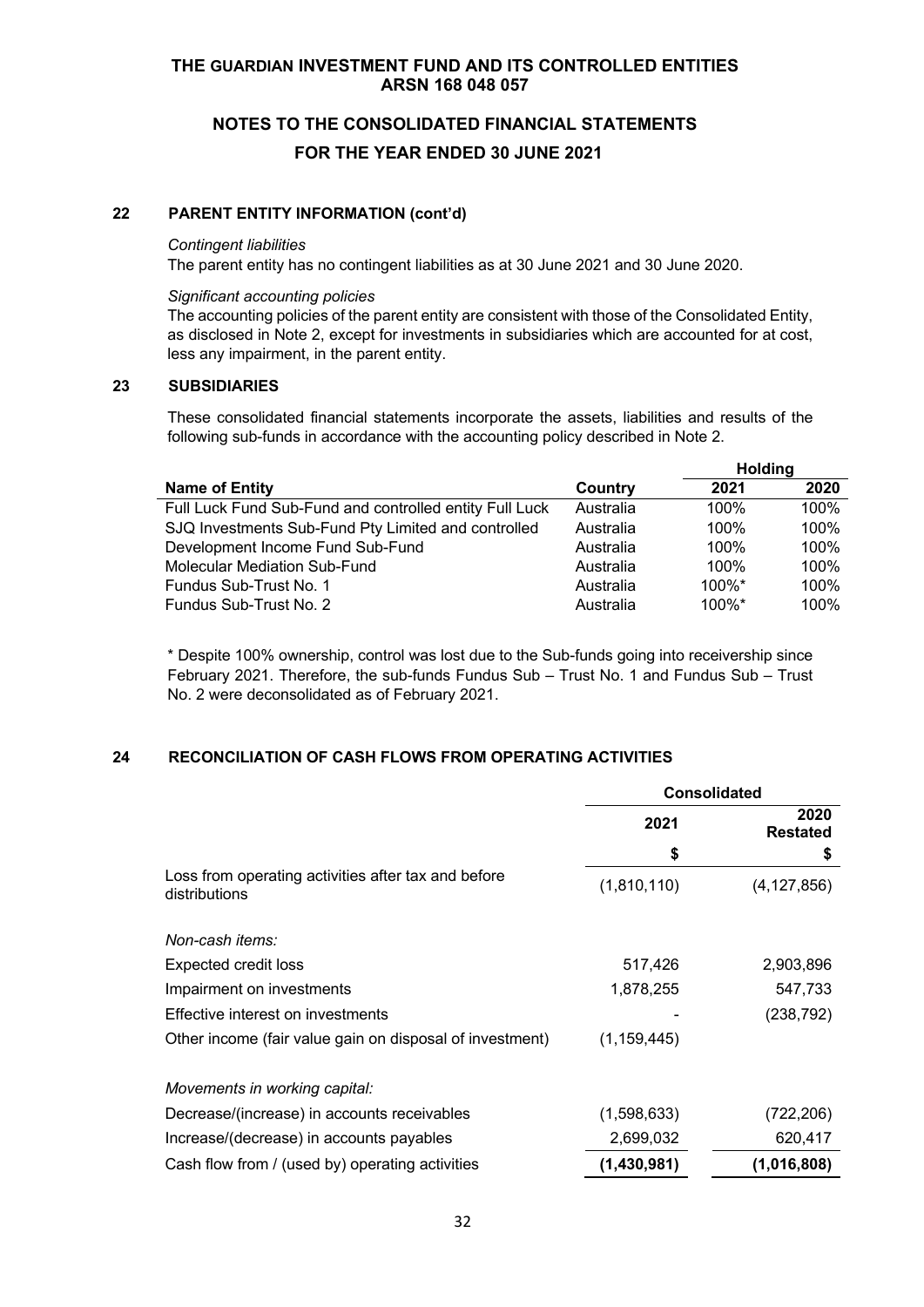**THE GUARDIAN INVESTMENT FUND AND ITS CONTROLLED ENTITIES**
**ARSN 168 048 057**

## NOTES TO THE CONSOLIDATED FINANCIAL STATEMENTS
## FOR THE YEAR ENDED 30 JUNE 2021

### 22 PARENT ENTITY INFORMATION (cont'd)

*Contingent liabilities*

The parent entity has no contingent liabilities as at 30 June 2021 and 30 June 2020.

*Significant accounting policies*

The accounting policies of the parent entity are consistent with those of the Consolidated Entity, as disclosed in Note 2, except for investments in subsidiaries which are accounted for at cost, less any impairment, in the parent entity.

### 23 SUBSIDIARIES

These consolidated financial statements incorporate the assets, liabilities and results of the following sub-funds in accordance with the accounting policy described in Note 2.

| | | Holding | |
|---|---|---|---|
| **Name of Entity** | **Country** | **2021** | **2020** |
| Full Luck Fund Sub-Fund and controlled entity Full Luck | Australia | 100% | 100% |
| SJQ Investments Sub-Fund Pty Limited and controlled | Australia | 100% | 100% |
| Development Income Fund Sub-Fund | Australia | 100% | 100% |
| Molecular Mediation Sub-Fund | Australia | 100% | 100% |
| Fundus Sub-Trust No. 1 | Australia | 100%* | 100% |
| Fundus Sub-Trust No. 2 | Australia | 100%* | 100% |

* Despite 100% ownership, control was lost due to the Sub-funds going into receivership since February 2021. Therefore, the sub-funds Fundus Sub – Trust No. 1 and Fundus Sub – Trust No. 2 were deconsolidated as of February 2021.

### 24 RECONCILIATION OF CASH FLOWS FROM OPERATING ACTIVITIES

| | Consolidated | |
|---|---|---|
| | **2021** | **2020 Restated** |
| | **$** | **$** |
| Loss from operating activities after tax and before distributions | (1,810,110) | (4,127,856) |
| *Non-cash items:* | | |
| Expected credit loss | 517,426 | 2,903,896 |
| Impairment on investments | 1,878,255 | 547,733 |
| Effective interest on investments | - | (238,792) |
| Other income (fair value gain on disposal of investment) | (1,159,445) | |
| *Movements in working capital:* | | |
| Decrease/(increase) in accounts receivables | (1,598,633) | (722,206) |
| Increase/(decrease) in accounts payables | 2,699,032 | 620,417 |
| Cash flow from / (used by) operating activities | **(1,430,981)** | **(1,016,808)** |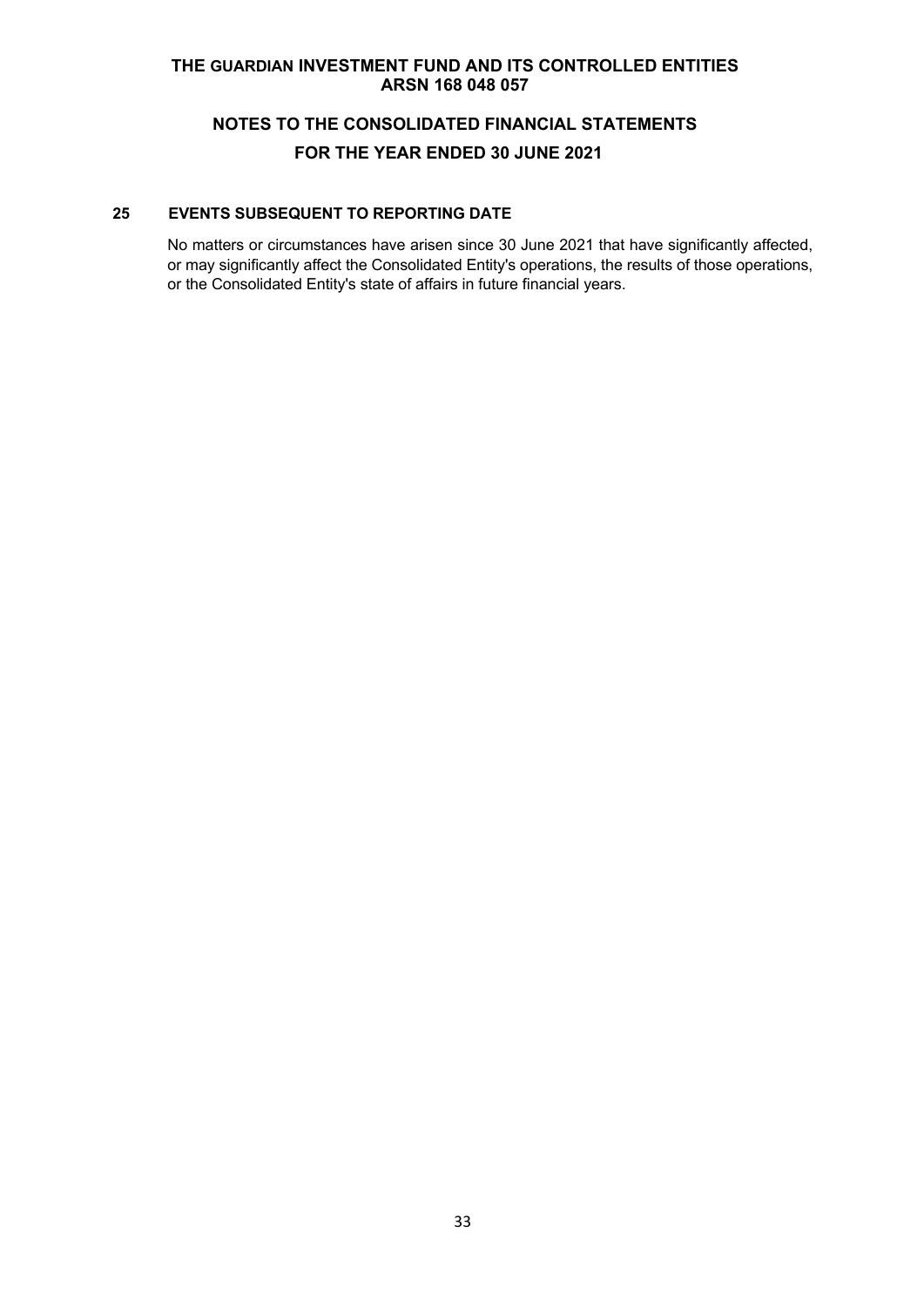# THE GUARDIAN INVESTMENT FUND AND ITS CONTROLLED ENTITIES
## ARSN 168 048 057

## NOTES TO THE CONSOLIDATED FINANCIAL STATEMENTS
## FOR THE YEAR ENDED 30 JUNE 2021

### 25 EVENTS SUBSEQUENT TO REPORTING DATE

No matters or circumstances have arisen since 30 June 2021 that have significantly affected, or may significantly affect the Consolidated Entity's operations, the results of those operations, or the Consolidated Entity's state of affairs in future financial years.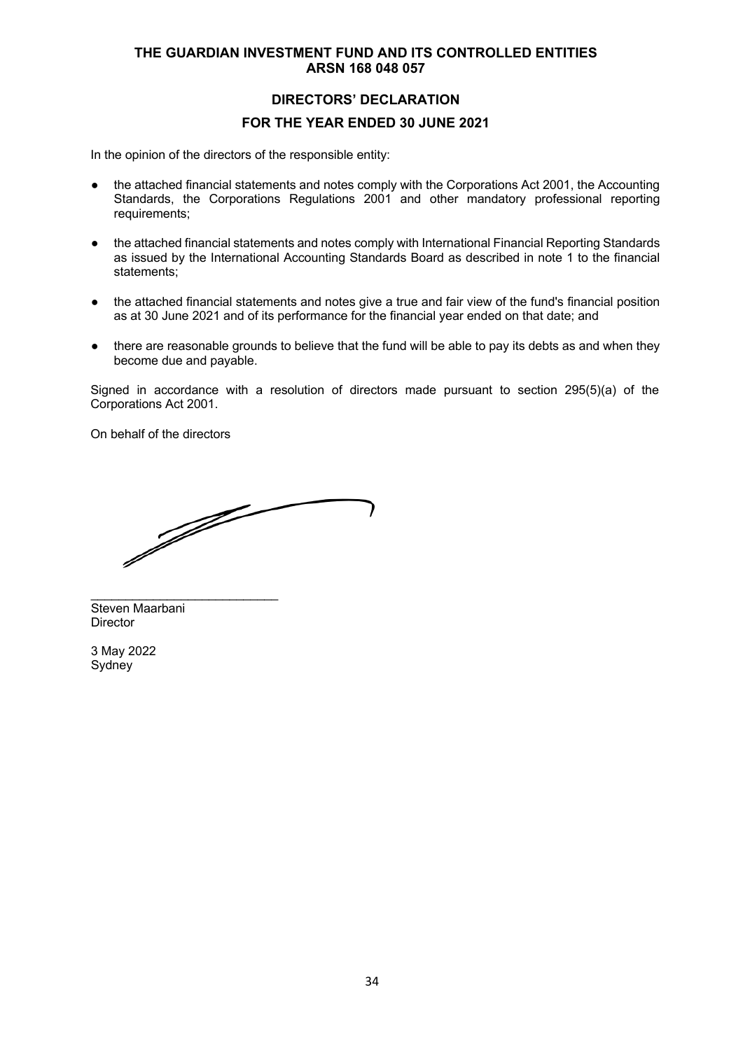**THE GUARDIAN INVESTMENT FUND AND ITS CONTROLLED ENTITIES**
**ARSN 168 048 057**

## DIRECTORS' DECLARATION

### FOR THE YEAR ENDED 30 JUNE 2021

In the opinion of the directors of the responsible entity:

- the attached financial statements and notes comply with the Corporations Act 2001, the Accounting Standards, the Corporations Regulations 2001 and other mandatory professional reporting requirements;
- the attached financial statements and notes comply with International Financial Reporting Standards as issued by the International Accounting Standards Board as described in note 1 to the financial statements;
- the attached financial statements and notes give a true and fair view of the fund's financial position as at 30 June 2021 and of its performance for the financial year ended on that date; and
- there are reasonable grounds to believe that the fund will be able to pay its debts as and when they become due and payable.

Signed in accordance with a resolution of directors made pursuant to section 295(5)(a) of the Corporations Act 2001.

On behalf of the directors

___________________________
Steven Maarbani
Director

3 May 2022
Sydney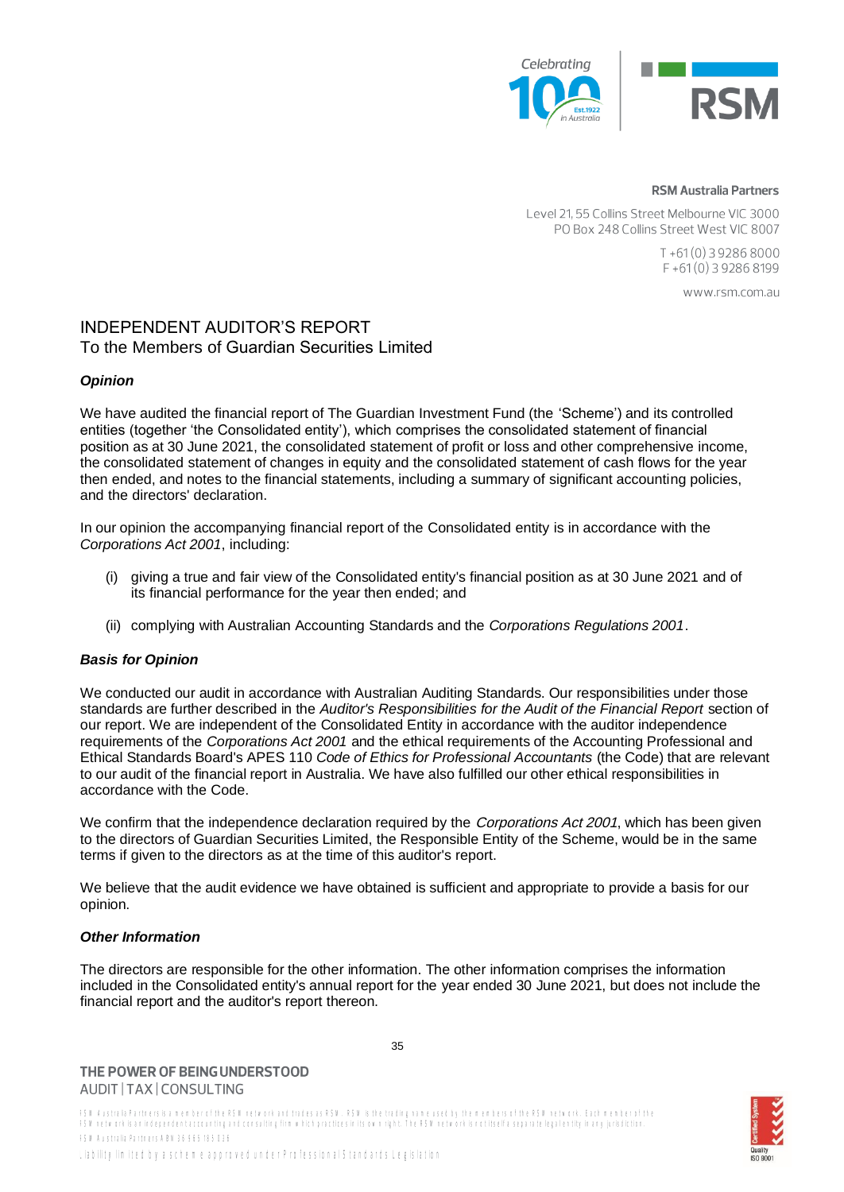RSM Australia Partners

Level 21, 55 Collins Street Melbourne VIC 3000
PO Box 248 Collins Street West VIC 8007

T +61 (0) 3 9286 8000
F +61 (0) 3 9286 8199

www.rsm.com.au

# INDEPENDENT AUDITOR'S REPORT
## To the Members of Guardian Securities Limited

### *Opinion*

We have audited the financial report of The Guardian Investment Fund (the 'Scheme') and its controlled entities (together 'the Consolidated entity'), which comprises the consolidated statement of financial position as at 30 June 2021, the consolidated statement of profit or loss and other comprehensive income, the consolidated statement of changes in equity and the consolidated statement of cash flows for the year then ended, and notes to the financial statements, including a summary of significant accounting policies, and the directors' declaration.

In our opinion the accompanying financial report of the Consolidated entity is in accordance with the *Corporations Act 2001*, including:

(i) giving a true and fair view of the Consolidated entity's financial position as at 30 June 2021 and of its financial performance for the year then ended; and

(ii) complying with Australian Accounting Standards and the *Corporations Regulations 2001*.

### *Basis for Opinion*

We conducted our audit in accordance with Australian Auditing Standards. Our responsibilities under those standards are further described in the *Auditor's Responsibilities for the Audit of the Financial Report* section of our report. We are independent of the Consolidated Entity in accordance with the auditor independence requirements of the *Corporations Act 2001* and the ethical requirements of the Accounting Professional and Ethical Standards Board's APES 110 *Code of Ethics for Professional Accountants* (the Code) that are relevant to our audit of the financial report in Australia. We have also fulfilled our other ethical responsibilities in accordance with the Code.

We confirm that the independence declaration required by the *Corporations Act 2001*, which has been given to the directors of Guardian Securities Limited, the Responsible Entity of the Scheme, would be in the same terms if given to the directors as at the time of this auditor's report.

We believe that the audit evidence we have obtained is sufficient and appropriate to provide a basis for our opinion.

### *Other Information*

The directors are responsible for the other information. The other information comprises the information included in the Consolidated entity's annual report for the year ended 30 June 2021, but does not include the financial report and the auditor's report thereon.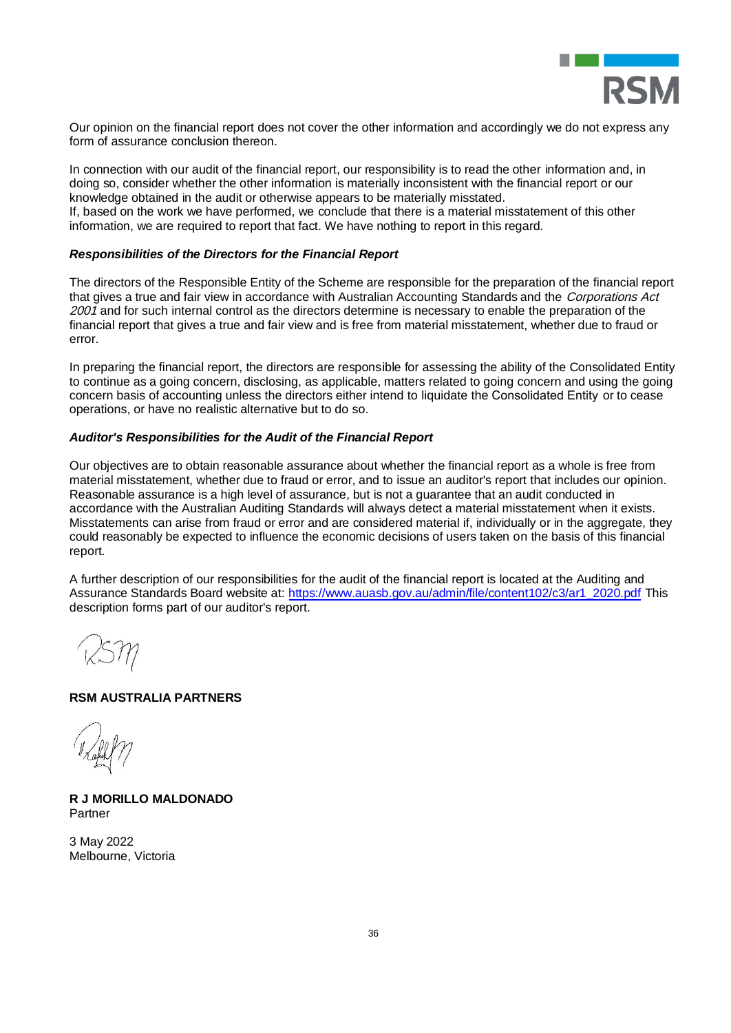Our opinion on the financial report does not cover the other information and accordingly we do not express any form of assurance conclusion thereon.

In connection with our audit of the financial report, our responsibility is to read the other information and, in doing so, consider whether the other information is materially inconsistent with the financial report or our knowledge obtained in the audit or otherwise appears to be materially misstated.
If, based on the work we have performed, we conclude that there is a material misstatement of this other information, we are required to report that fact. We have nothing to report in this regard.

***Responsibilities of the Directors for the Financial Report***

The directors of the Responsible Entity of the Scheme are responsible for the preparation of the financial report that gives a true and fair view in accordance with Australian Accounting Standards and the *Corporations Act 2001* and for such internal control as the directors determine is necessary to enable the preparation of the financial report that gives a true and fair view and is free from material misstatement, whether due to fraud or error.

In preparing the financial report, the directors are responsible for assessing the ability of the Consolidated Entity to continue as a going concern, disclosing, as applicable, matters related to going concern and using the going concern basis of accounting unless the directors either intend to liquidate the Consolidated Entity or to cease operations, or have no realistic alternative but to do so.

***Auditor's Responsibilities for the Audit of the Financial Report***

Our objectives are to obtain reasonable assurance about whether the financial report as a whole is free from material misstatement, whether due to fraud or error, and to issue an auditor's report that includes our opinion. Reasonable assurance is a high level of assurance, but is not a guarantee that an audit conducted in accordance with the Australian Auditing Standards will always detect a material misstatement when it exists. Misstatements can arise from fraud or error and are considered material if, individually or in the aggregate, they could reasonably be expected to influence the economic decisions of users taken on the basis of this financial report.

A further description of our responsibilities for the audit of the financial report is located at the Auditing and Assurance Standards Board website at: https://www.auasb.gov.au/admin/file/content102/c3/ar1_2020.pdf This description forms part of our auditor's report.

**RSM AUSTRALIA PARTNERS**

**R J MORILLO MALDONADO**
Partner

3 May 2022
Melbourne, Victoria